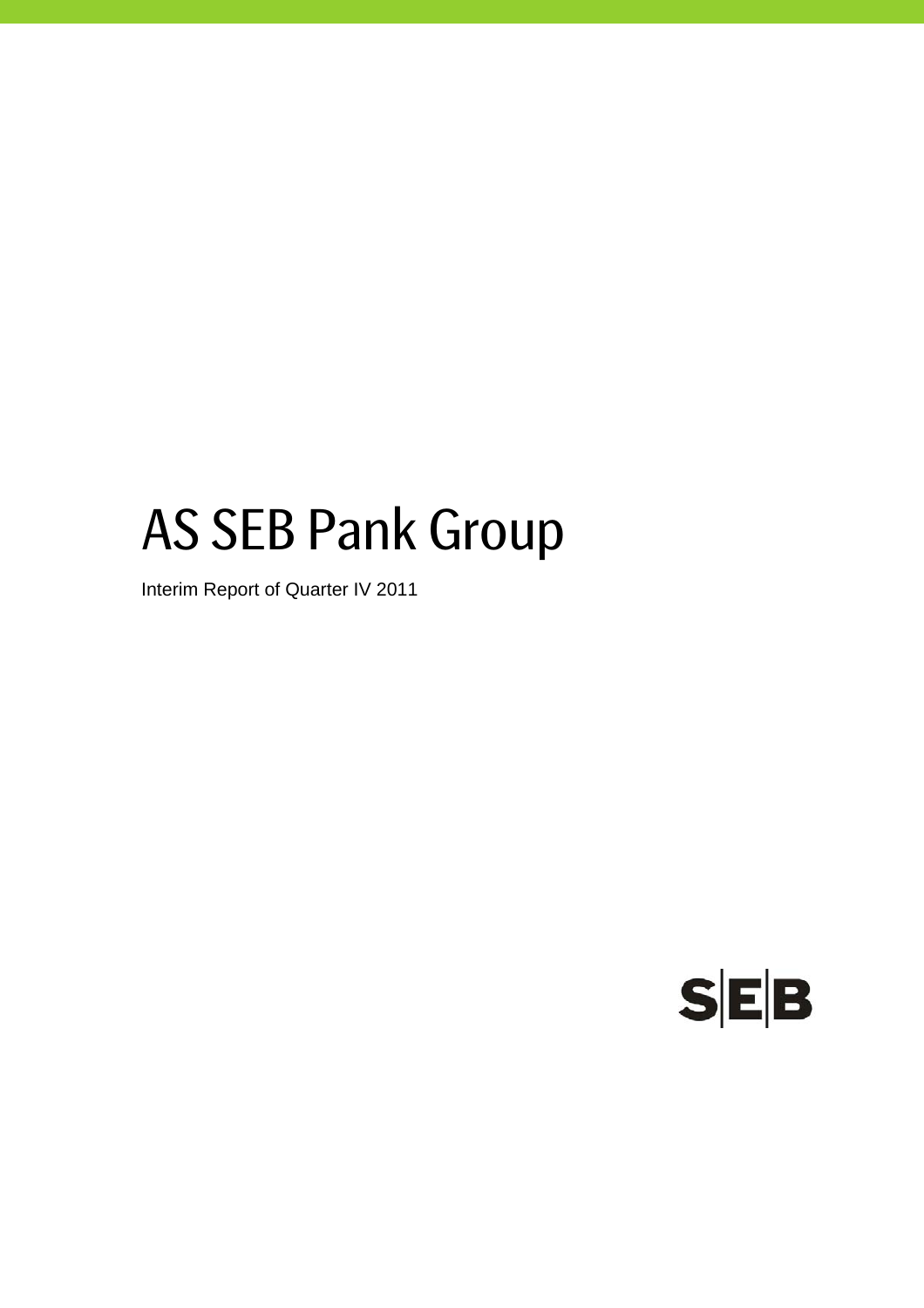# AS SEB Pank Group

Interim Report of Quarter IV 2011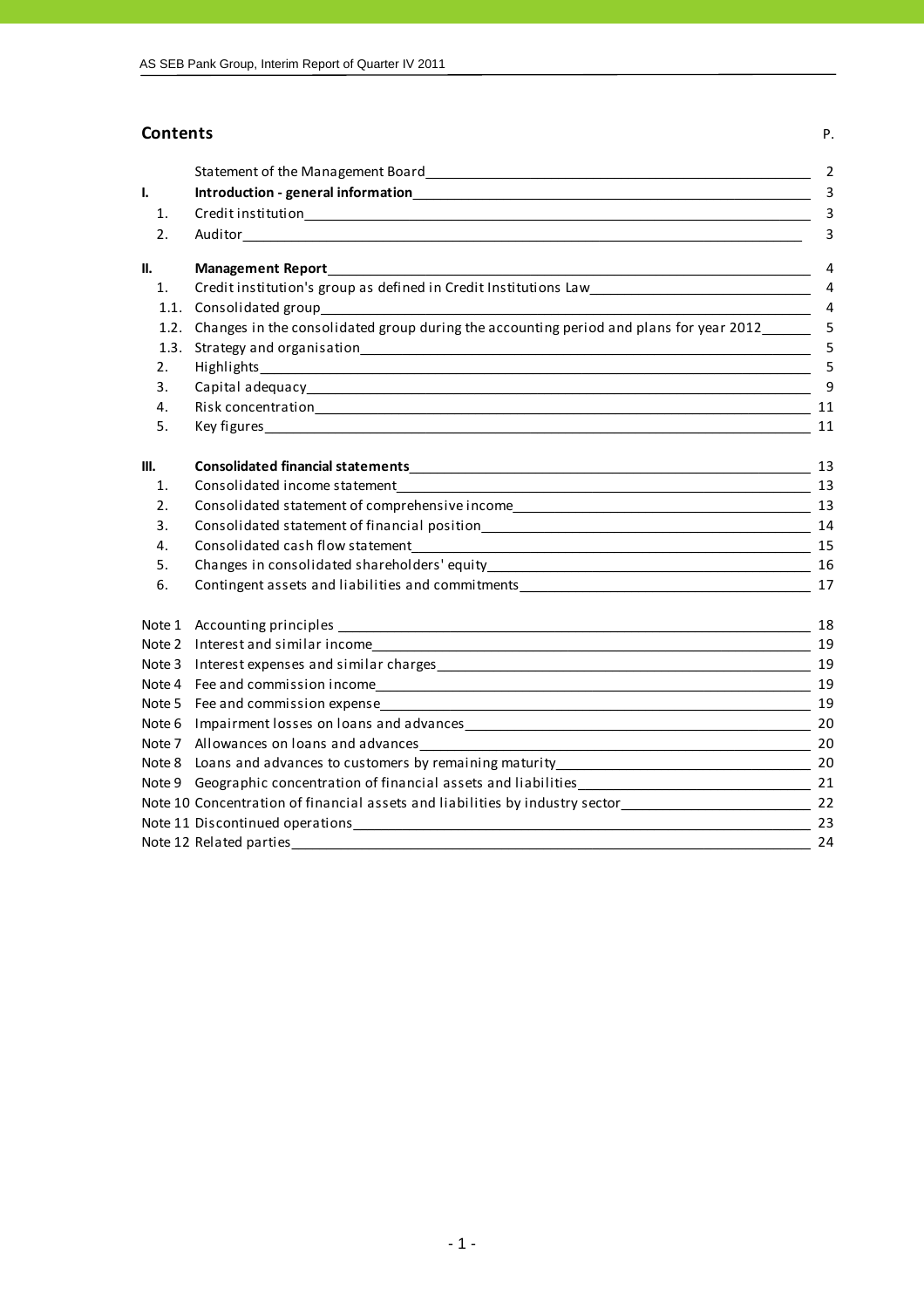## Contents

| | | P. |
|---|---|---|
| | Statement of the Management Board | 2 |
| **I.** | **Introduction - general information** | 3 |
| 1. | Credit institution | 3 |
| 2. | Auditor | 3 |
| **II.** | **Management Report** | 4 |
| 1. | Credit institution's group as defined in Credit Institutions Law | 4 |
| 1.1. | Consolidated group | 4 |
| 1.2. | Changes in the consolidated group during the accounting period and plans for year 2012 | 5 |
| 1.3. | Strategy and organisation | 5 |
| 2. | Highlights | 5 |
| 3. | Capital adequacy | 9 |
| 4. | Risk concentration | 11 |
| 5. | Key figures | 11 |
| **III.** | **Consolidated financial statements** | 13 |
| 1. | Consolidated income statement | 13 |
| 2. | Consolidated statement of comprehensive income | 13 |
| 3. | Consolidated statement of financial position | 14 |
| 4. | Consolidated cash flow statement | 15 |
| 5. | Changes in consolidated shareholders' equity | 16 |
| 6. | Contingent assets and liabilities and commitments | 17 |
| Note 1 | Accounting principles | 18 |
| Note 2 | Interest and similar income | 19 |
| Note 3 | Interest expenses and similar charges | 19 |
| Note 4 | Fee and commission income | 19 |
| Note 5 | Fee and commission expense | 19 |
| Note 6 | Impairment losses on loans and advances | 20 |
| Note 7 | Allowances on loans and advances | 20 |
| Note 8 | Loans and advances to customers by remaining maturity | 20 |
| Note 9 | Geographic concentration of financial assets and liabilities | 21 |
| Note 10 | Concentration of financial assets and liabilities by industry sector | 22 |
| Note 11 | Discontinued operations | 23 |
| Note 12 | Related parties | 24 |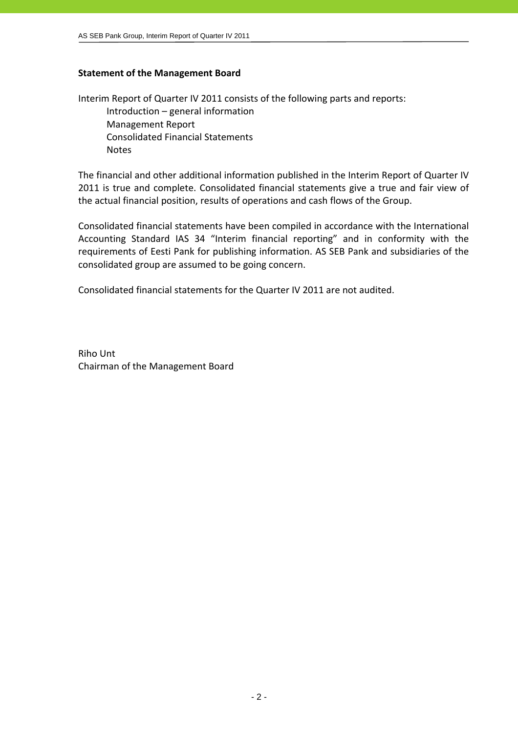## Statement of the Management Board

Interim Report of Quarter IV 2011 consists of the following parts and reports:

- Introduction – general information
- Management Report
- Consolidated Financial Statements
- Notes

The financial and other additional information published in the Interim Report of Quarter IV 2011 is true and complete. Consolidated financial statements give a true and fair view of the actual financial position, results of operations and cash flows of the Group.

Consolidated financial statements have been compiled in accordance with the International Accounting Standard IAS 34 "Interim financial reporting" and in conformity with the requirements of Eesti Pank for publishing information. AS SEB Pank and subsidiaries of the consolidated group are assumed to be going concern.

Consolidated financial statements for the Quarter IV 2011 are not audited.

Riho Unt
Chairman of the Management Board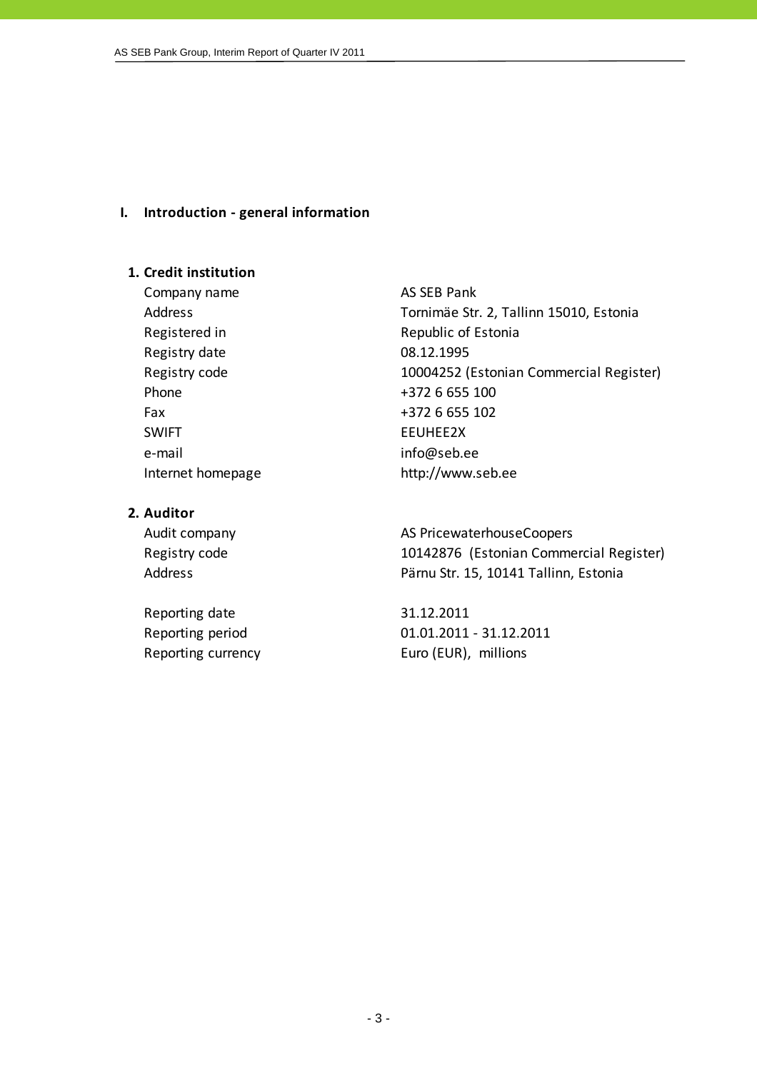# I. Introduction - general information

## 1. Credit institution

| | |
|---|---|
| Company name | AS SEB Pank |
| Address | Tornimäe Str. 2, Tallinn 15010, Estonia |
| Registered in | Republic of Estonia |
| Registry date | 08.12.1995 |
| Registry code | 10004252 (Estonian Commercial Register) |
| Phone | +372 6 655 100 |
| Fax | +372 6 655 102 |
| SWIFT | EEUHEE2X |
| e-mail | info@seb.ee |
| Internet homepage | http://www.seb.ee |

## 2. Auditor

| | |
|---|---|
| Audit company | AS PricewaterhouseCoopers |
| Registry code | 10142876 (Estonian Commercial Register) |
| Address | Pärnu Str. 15, 10141 Tallinn, Estonia |

| | |
|---|---|
| Reporting date | 31.12.2011 |
| Reporting period | 01.01.2011 - 31.12.2011 |
| Reporting currency | Euro (EUR), millions |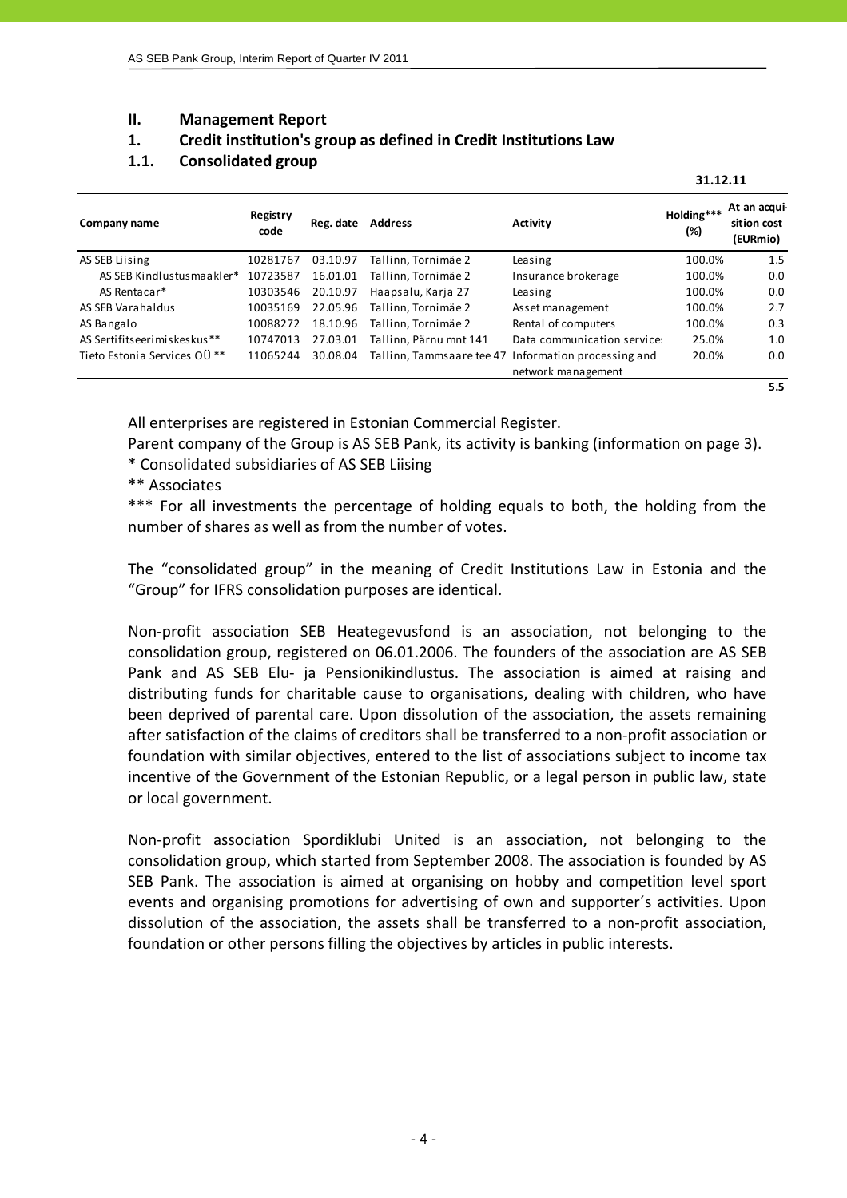## II. Management Report

### 1. Credit institution's group as defined in Credit Institutions Law

### 1.1. Consolidated group

| Company name | Registry code | Reg. date | Address | Activity | Holding*** (%) | At an acquisition cost (EURmio) |
|---|---|---|---|---|---|---|
| | | | | | **31.12.11** | |
| AS SEB Liising | 10281767 | 03.10.97 | Tallinn, Tornimäe 2 | Leasing | 100.0% | 1.5 |
| AS SEB Kindlustusmaakler* | 10723587 | 16.01.01 | Tallinn, Tornimäe 2 | Insurance brokerage | 100.0% | 0.0 |
| AS Rentacar* | 10303546 | 20.10.97 | Haapsalu, Karja 27 | Leasing | 100.0% | 0.0 |
| AS SEB Varahaldus | 10035169 | 22.05.96 | Tallinn, Tornimäe 2 | Asset management | 100.0% | 2.7 |
| AS Bangalo | 10088272 | 18.10.96 | Tallinn, Tornimäe 2 | Rental of computers | 100.0% | 0.3 |
| AS Sertifitseerimiskeskus** | 10747013 | 27.03.01 | Tallinn, Pärnu mnt 141 | Data communication services | 25.0% | 1.0 |
| Tieto Estonia Services OÜ ** | 11065244 | 30.08.04 | Tallinn, Tammsaare tee 47 | Information processing and network management | 20.0% | 0.0 |
| | | | | | | **5.5** |

All enterprises are registered in Estonian Commercial Register.
Parent company of the Group is AS SEB Pank, its activity is banking (information on page 3).
\* Consolidated subsidiaries of AS SEB Liising
** Associates
*** For all investments the percentage of holding equals to both, the holding from the number of shares as well as from the number of votes.

The "consolidated group" in the meaning of Credit Institutions Law in Estonia and the "Group" for IFRS consolidation purposes are identical.

Non-profit association SEB Heategevusfond is an association, not belonging to the consolidation group, registered on 06.01.2006. The founders of the association are AS SEB Pank and AS SEB Elu- ja Pensionikindlustus. The association is aimed at raising and distributing funds for charitable cause to organisations, dealing with children, who have been deprived of parental care. Upon dissolution of the association, the assets remaining after satisfaction of the claims of creditors shall be transferred to a non-profit association or foundation with similar objectives, entered to the list of associations subject to income tax incentive of the Government of the Estonian Republic, or a legal person in public law, state or local government.

Non-profit association Spordiklubi United is an association, not belonging to the consolidation group, which started from September 2008. The association is founded by AS SEB Pank. The association is aimed at organising on hobby and competition level sport events and organising promotions for advertising of own and supporter´s activities. Upon dissolution of the association, the assets shall be transferred to a non-profit association, foundation or other persons filling the objectives by articles in public interests.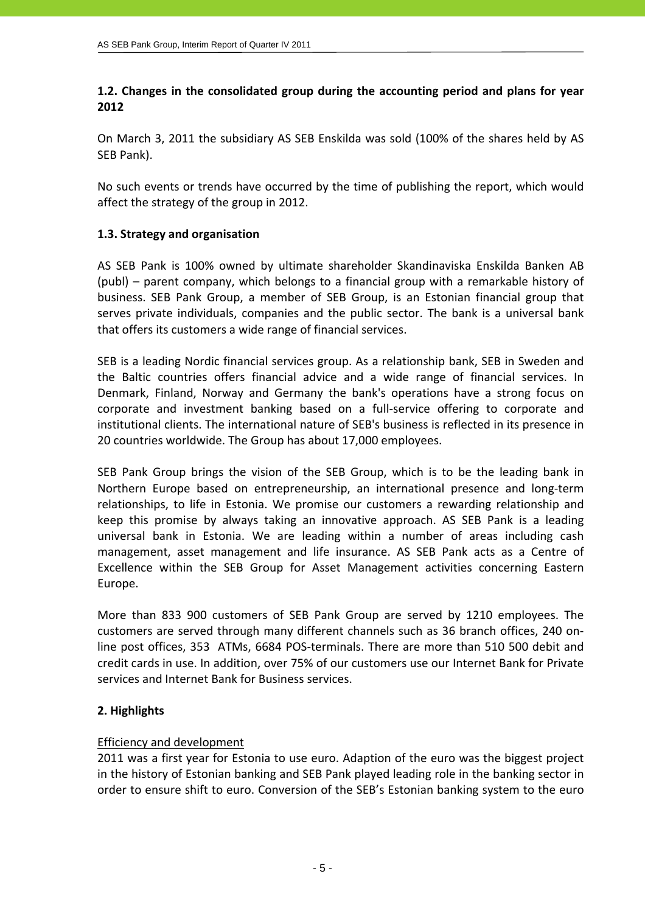## 1.2. Changes in the consolidated group during the accounting period and plans for year 2012

On March 3, 2011 the subsidiary AS SEB Enskilda was sold (100% of the shares held by AS SEB Pank).

No such events or trends have occurred by the time of publishing the report, which would affect the strategy of the group in 2012.

## 1.3. Strategy and organisation

AS SEB Pank is 100% owned by ultimate shareholder Skandinaviska Enskilda Banken AB (publ) – parent company, which belongs to a financial group with a remarkable history of business. SEB Pank Group, a member of SEB Group, is an Estonian financial group that serves private individuals, companies and the public sector. The bank is a universal bank that offers its customers a wide range of financial services.

SEB is a leading Nordic financial services group. As a relationship bank, SEB in Sweden and the Baltic countries offers financial advice and a wide range of financial services. In Denmark, Finland, Norway and Germany the bank's operations have a strong focus on corporate and investment banking based on a full-service offering to corporate and institutional clients. The international nature of SEB's business is reflected in its presence in 20 countries worldwide. The Group has about 17,000 employees.

SEB Pank Group brings the vision of the SEB Group, which is to be the leading bank in Northern Europe based on entrepreneurship, an international presence and long-term relationships, to life in Estonia. We promise our customers a rewarding relationship and keep this promise by always taking an innovative approach. AS SEB Pank is a leading universal bank in Estonia. We are leading within a number of areas including cash management, asset management and life insurance. AS SEB Pank acts as a Centre of Excellence within the SEB Group for Asset Management activities concerning Eastern Europe.

More than 833 900 customers of SEB Pank Group are served by 1210 employees. The customers are served through many different channels such as 36 branch offices, 240 on-line post offices, 353 ATMs, 6684 POS-terminals. There are more than 510 500 debit and credit cards in use. In addition, over 75% of our customers use our Internet Bank for Private services and Internet Bank for Business services.

# 2. Highlights

Efficiency and development

2011 was a first year for Estonia to use euro. Adaption of the euro was the biggest project in the history of Estonian banking and SEB Pank played leading role in the banking sector in order to ensure shift to euro. Conversion of the SEB's Estonian banking system to the euro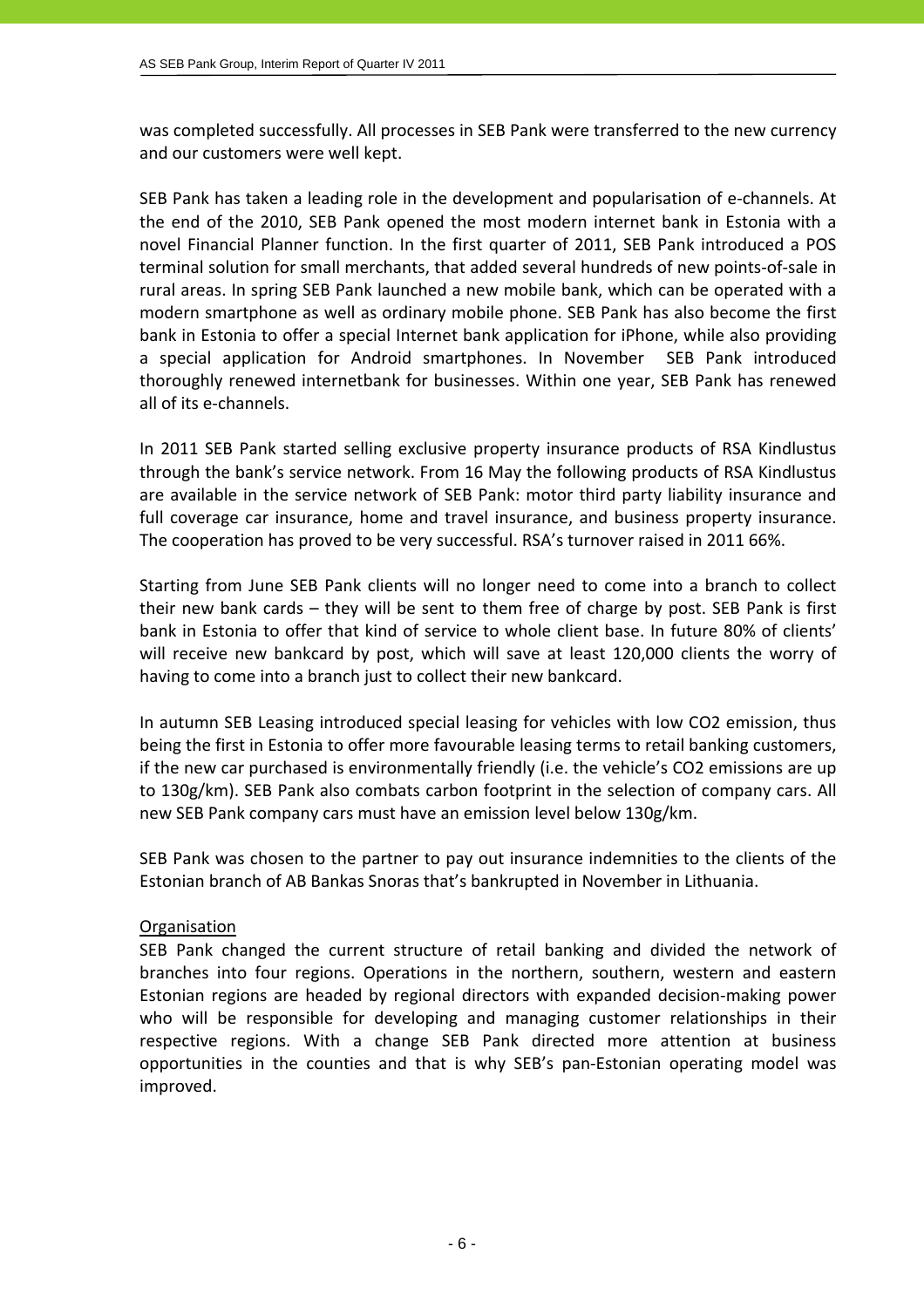was completed successfully. All processes in SEB Pank were transferred to the new currency and our customers were well kept.

SEB Pank has taken a leading role in the development and popularisation of e-channels. At the end of the 2010, SEB Pank opened the most modern internet bank in Estonia with a novel Financial Planner function. In the first quarter of 2011, SEB Pank introduced a POS terminal solution for small merchants, that added several hundreds of new points-of-sale in rural areas. In spring SEB Pank launched a new mobile bank, which can be operated with a modern smartphone as well as ordinary mobile phone. SEB Pank has also become the first bank in Estonia to offer a special Internet bank application for iPhone, while also providing a special application for Android smartphones. In November SEB Pank introduced thoroughly renewed internetbank for businesses. Within one year, SEB Pank has renewed all of its e-channels.

In 2011 SEB Pank started selling exclusive property insurance products of RSA Kindlustus through the bank's service network. From 16 May the following products of RSA Kindlustus are available in the service network of SEB Pank: motor third party liability insurance and full coverage car insurance, home and travel insurance, and business property insurance. The cooperation has proved to be very successful. RSA's turnover raised in 2011 66%.

Starting from June SEB Pank clients will no longer need to come into a branch to collect their new bank cards – they will be sent to them free of charge by post. SEB Pank is first bank in Estonia to offer that kind of service to whole client base. In future 80% of clients' will receive new bankcard by post, which will save at least 120,000 clients the worry of having to come into a branch just to collect their new bankcard.

In autumn SEB Leasing introduced special leasing for vehicles with low $CO_2$ emission, thus being the first in Estonia to offer more favourable leasing terms to retail banking customers, if the new car purchased is environmentally friendly (i.e. the vehicle's $CO_2$ emissions are up to 130g/km). SEB Pank also combats carbon footprint in the selection of company cars. All new SEB Pank company cars must have an emission level below 130g/km.

SEB Pank was chosen to the partner to pay out insurance indemnities to the clients of the Estonian branch of AB Bankas Snoras that's bankrupted in November in Lithuania.

Organisation

SEB Pank changed the current structure of retail banking and divided the network of branches into four regions. Operations in the northern, southern, western and eastern Estonian regions are headed by regional directors with expanded decision-making power who will be responsible for developing and managing customer relationships in their respective regions. With a change SEB Pank directed more attention at business opportunities in the counties and that is why SEB's pan-Estonian operating model was improved.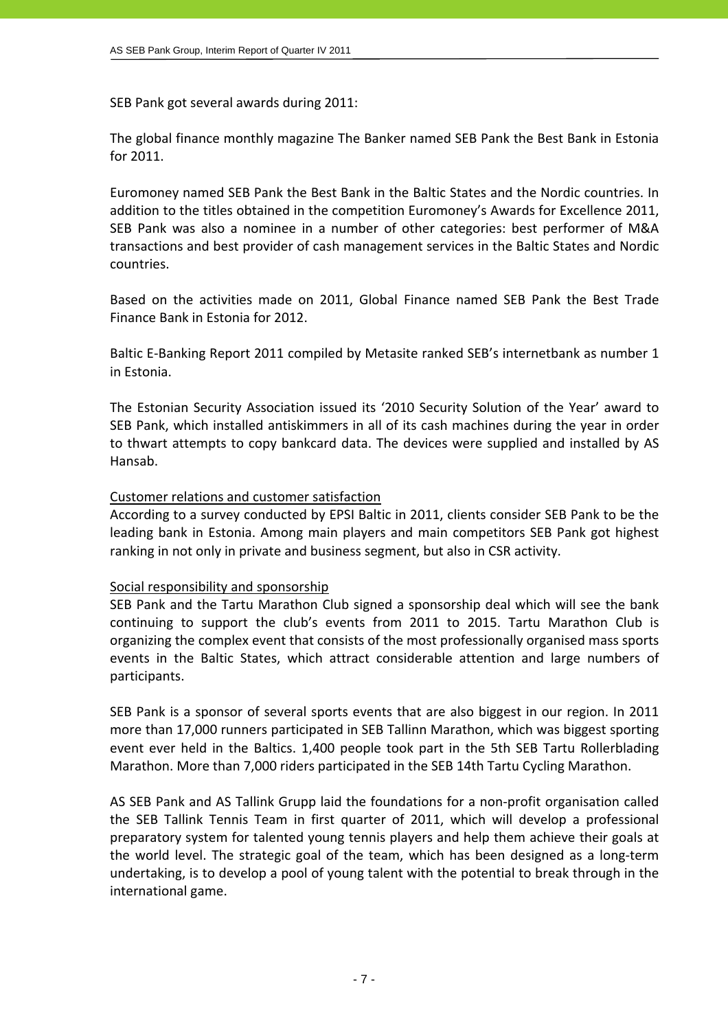SEB Pank got several awards during 2011:

The global finance monthly magazine The Banker named SEB Pank the Best Bank in Estonia for 2011.

Euromoney named SEB Pank the Best Bank in the Baltic States and the Nordic countries. In addition to the titles obtained in the competition Euromoney's Awards for Excellence 2011, SEB Pank was also a nominee in a number of other categories: best performer of M&A transactions and best provider of cash management services in the Baltic States and Nordic countries.

Based on the activities made on 2011, Global Finance named SEB Pank the Best Trade Finance Bank in Estonia for 2012.

Baltic E-Banking Report 2011 compiled by Metasite ranked SEB's internetbank as number 1 in Estonia.

The Estonian Security Association issued its '2010 Security Solution of the Year' award to SEB Pank, which installed antiskimmers in all of its cash machines during the year in order to thwart attempts to copy bankcard data. The devices were supplied and installed by AS Hansab.

Customer relations and customer satisfaction

According to a survey conducted by EPSI Baltic in 2011, clients consider SEB Pank to be the leading bank in Estonia. Among main players and main competitors SEB Pank got highest ranking in not only in private and business segment, but also in CSR activity.

Social responsibility and sponsorship

SEB Pank and the Tartu Marathon Club signed a sponsorship deal which will see the bank continuing to support the club's events from 2011 to 2015. Tartu Marathon Club is organizing the complex event that consists of the most professionally organised mass sports events in the Baltic States, which attract considerable attention and large numbers of participants.

SEB Pank is a sponsor of several sports events that are also biggest in our region. In 2011 more than 17,000 runners participated in SEB Tallinn Marathon, which was biggest sporting event ever held in the Baltics. 1,400 people took part in the 5th SEB Tartu Rollerblading Marathon. More than 7,000 riders participated in the SEB 14th Tartu Cycling Marathon.

AS SEB Pank and AS Tallink Grupp laid the foundations for a non-profit organisation called the SEB Tallink Tennis Team in first quarter of 2011, which will develop a professional preparatory system for talented young tennis players and help them achieve their goals at the world level. The strategic goal of the team, which has been designed as a long-term undertaking, is to develop a pool of young talent with the potential to break through in the international game.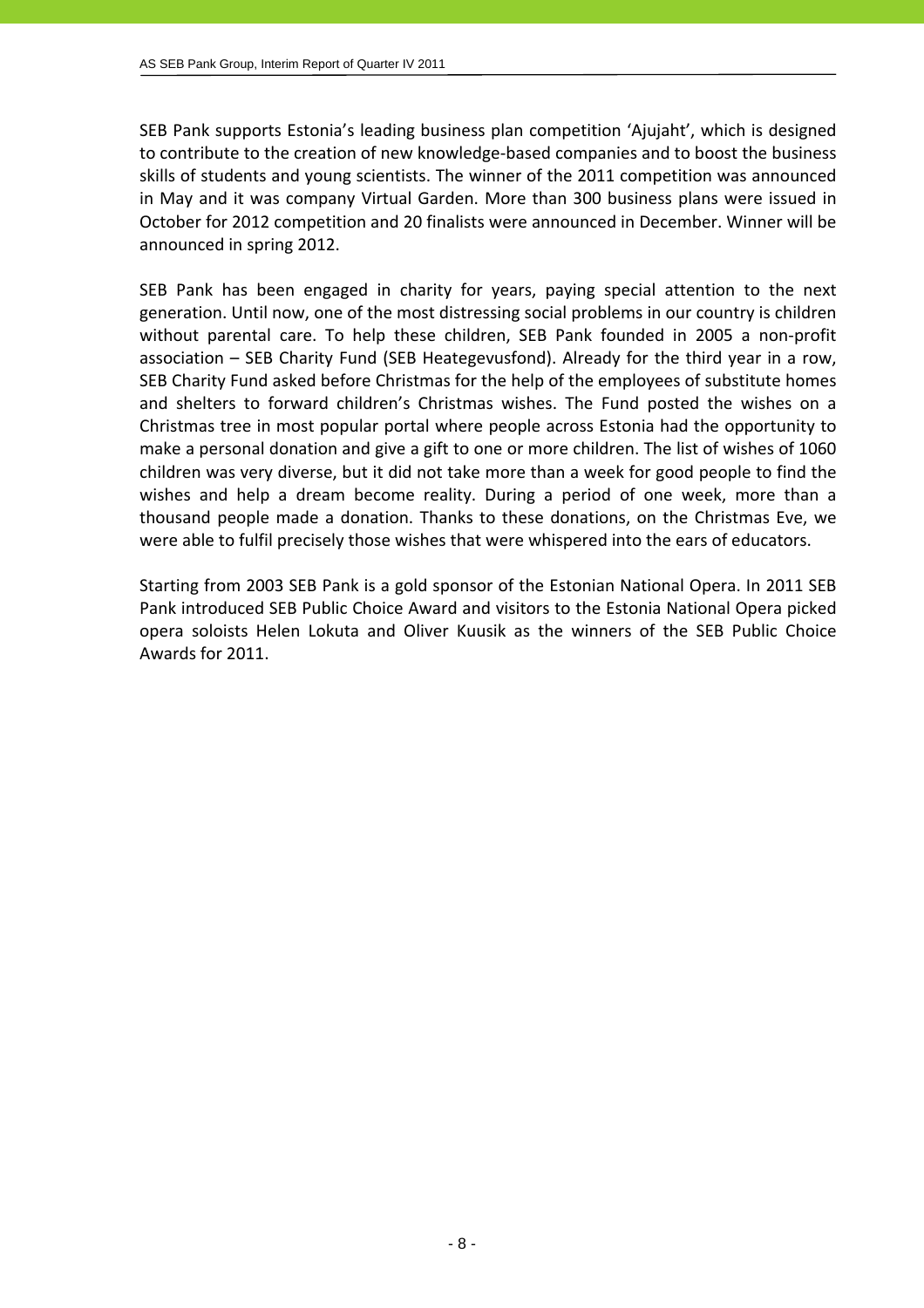SEB Pank supports Estonia's leading business plan competition 'Ajujaht', which is designed to contribute to the creation of new knowledge-based companies and to boost the business skills of students and young scientists. The winner of the 2011 competition was announced in May and it was company Virtual Garden. More than 300 business plans were issued in October for 2012 competition and 20 finalists were announced in December. Winner will be announced in spring 2012.

SEB Pank has been engaged in charity for years, paying special attention to the next generation. Until now, one of the most distressing social problems in our country is children without parental care. To help these children, SEB Pank founded in 2005 a non-profit association – SEB Charity Fund (SEB Heategevusfond). Already for the third year in a row, SEB Charity Fund asked before Christmas for the help of the employees of substitute homes and shelters to forward children's Christmas wishes. The Fund posted the wishes on a Christmas tree in most popular portal where people across Estonia had the opportunity to make a personal donation and give a gift to one or more children. The list of wishes of 1060 children was very diverse, but it did not take more than a week for good people to find the wishes and help a dream become reality. During a period of one week, more than a thousand people made a donation. Thanks to these donations, on the Christmas Eve, we were able to fulfil precisely those wishes that were whispered into the ears of educators.

Starting from 2003 SEB Pank is a gold sponsor of the Estonian National Opera. In 2011 SEB Pank introduced SEB Public Choice Award and visitors to the Estonia National Opera picked opera soloists Helen Lokuta and Oliver Kuusik as the winners of the SEB Public Choice Awards for 2011.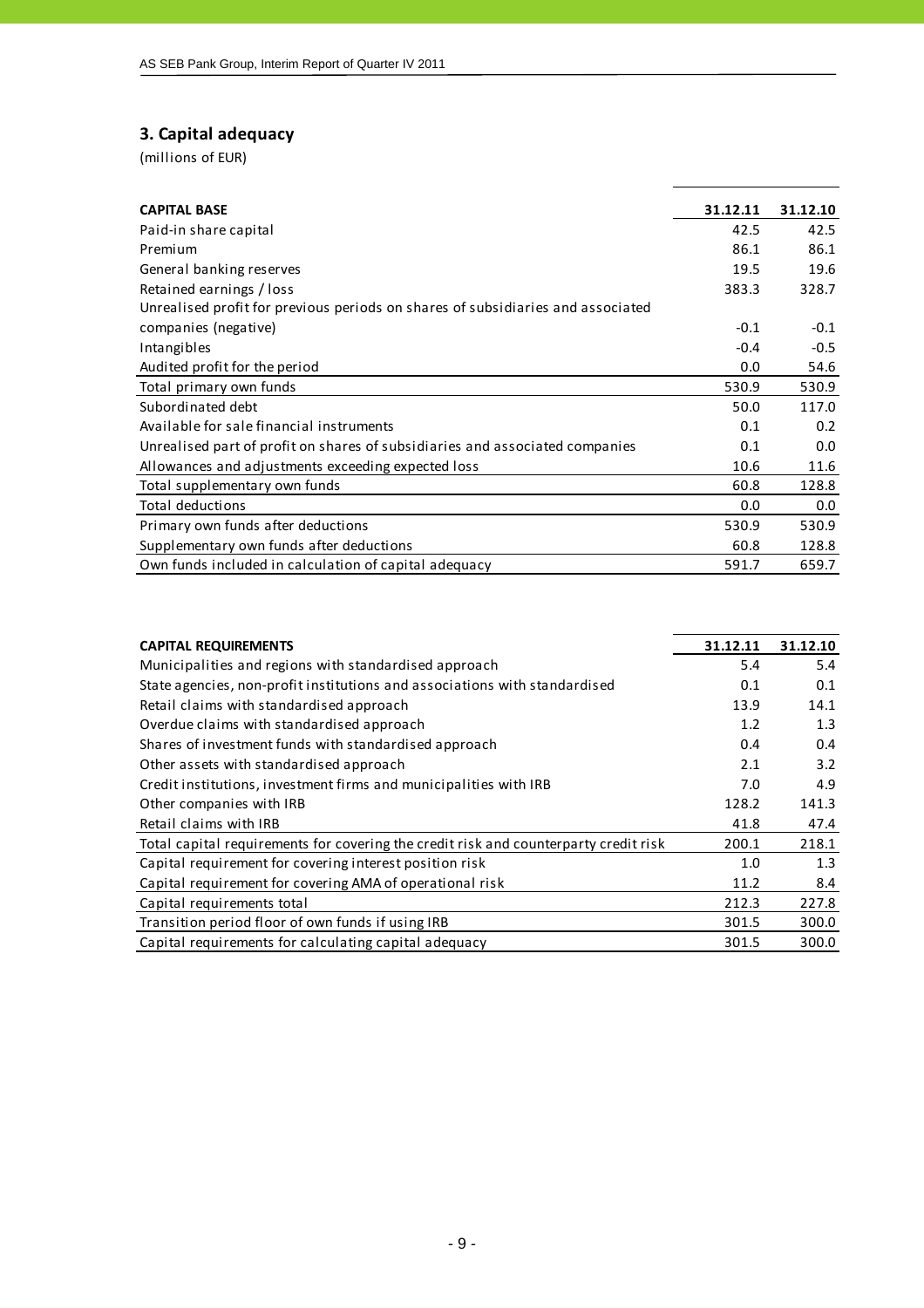## 3. Capital adequacy

(millions of EUR)

| CAPITAL BASE | 31.12.11 | 31.12.10 |
|---|---|---|
| Paid-in share capital | 42.5 | 42.5 |
| Premium | 86.1 | 86.1 |
| General banking reserves | 19.5 | 19.6 |
| Retained earnings / loss | 383.3 | 328.7 |
| Unrealised profit for previous periods on shares of subsidiaries and associated companies (negative) | -0.1 | -0.1 |
| Intangibles | -0.4 | -0.5 |
| Audited profit for the period | 0.0 | 54.6 |
| Total primary own funds | 530.9 | 530.9 |
| Subordinated debt | 50.0 | 117.0 |
| Available for sale financial instruments | 0.1 | 0.2 |
| Unrealised part of profit on shares of subsidiaries and associated companies | 0.1 | 0.0 |
| Allowances and adjustments exceeding expected loss | 10.6 | 11.6 |
| Total supplementary own funds | 60.8 | 128.8 |
| Total deductions | 0.0 | 0.0 |
| Primary own funds after deductions | 530.9 | 530.9 |
| Supplementary own funds after deductions | 60.8 | 128.8 |
| Own funds included in calculation of capital adequacy | 591.7 | 659.7 |

| CAPITAL REQUIREMENTS | 31.12.11 | 31.12.10 |
|---|---|---|
| Municipalities and regions with standardised approach | 5.4 | 5.4 |
| State agencies, non-profit institutions and associations with standardised | 0.1 | 0.1 |
| Retail claims with standardised approach | 13.9 | 14.1 |
| Overdue claims with standardised approach | 1.2 | 1.3 |
| Shares of investment funds with standardised approach | 0.4 | 0.4 |
| Other assets with standardised approach | 2.1 | 3.2 |
| Credit institutions, investment firms and municipalities with IRB | 7.0 | 4.9 |
| Other companies with IRB | 128.2 | 141.3 |
| Retail claims with IRB | 41.8 | 47.4 |
| Total capital requirements for covering the credit risk and counterparty credit risk | 200.1 | 218.1 |
| Capital requirement for covering interest position risk | 1.0 | 1.3 |
| Capital requirement for covering AMA of operational risk | 11.2 | 8.4 |
| Capital requirements total | 212.3 | 227.8 |
| Transition period floor of own funds if using IRB | 301.5 | 300.0 |
| Capital requirements for calculating capital adequacy | 301.5 | 300.0 |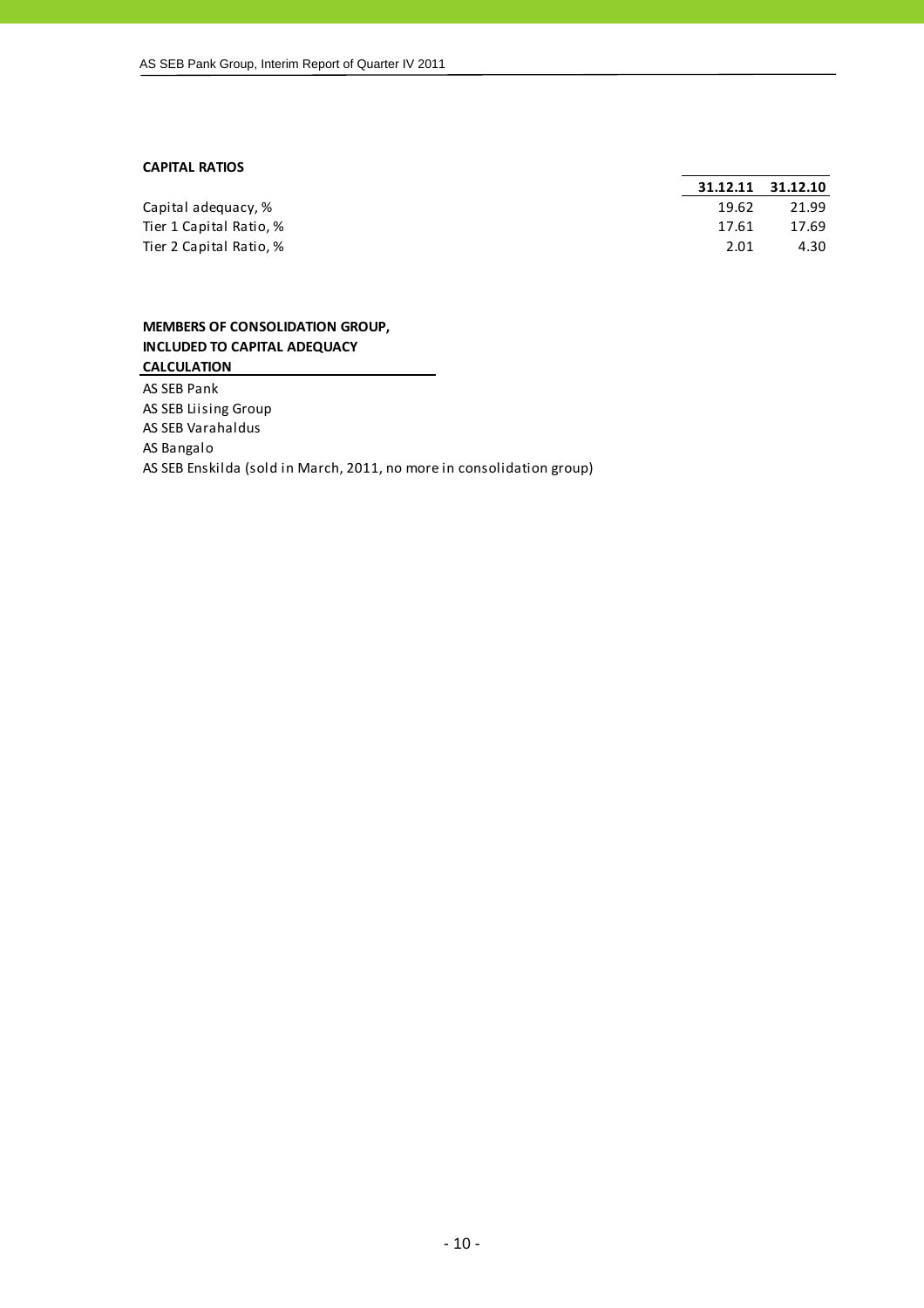**CAPITAL RATIOS**

| | 31.12.11 | 31.12.10 |
|---|---|---|
| Capital adequacy, % | 19.62 | 21.99 |
| Tier 1 Capital Ratio, % | 17.61 | 17.69 |
| Tier 2 Capital Ratio, % | 2.01 | 4.30 |

**MEMBERS OF CONSOLIDATION GROUP, INCLUDED TO CAPITAL ADEQUACY CALCULATION**

AS SEB Pank
AS SEB Liising Group
AS SEB Varahaldus
AS Bangalo
AS SEB Enskilda (sold in March, 2011, no more in consolidation group)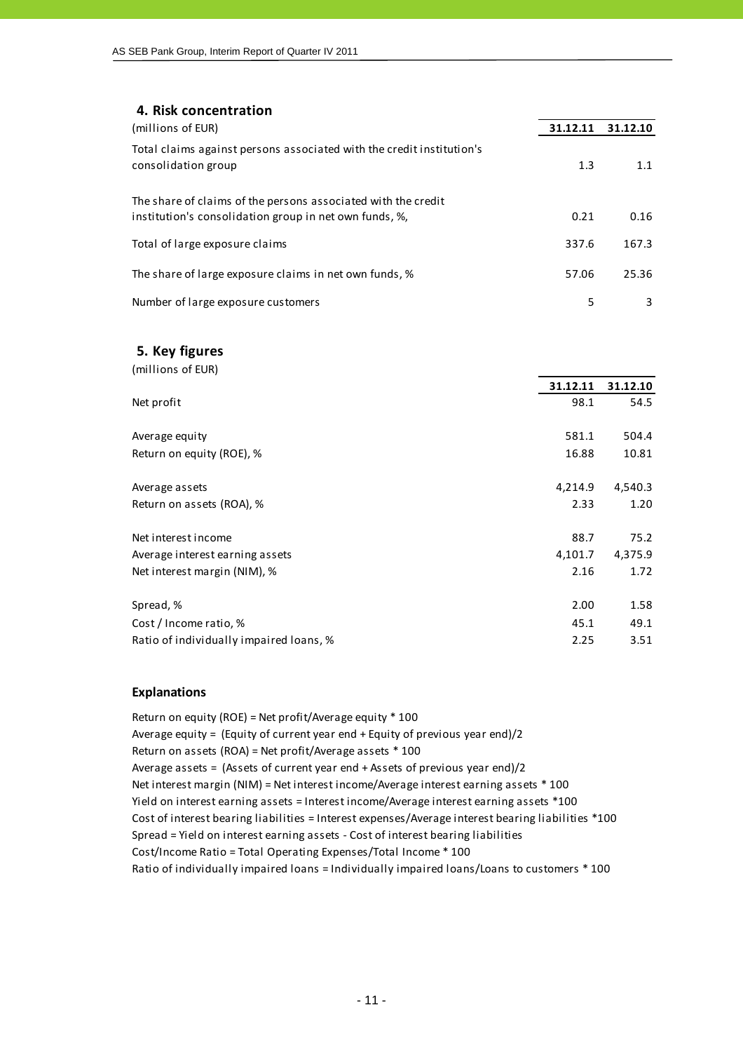## 4. Risk concentration

| (millions of EUR) | 31.12.11 | 31.12.10 |
|---|---|---|
| Total claims against persons associated with the credit institution's consolidation group | 1.3 | 1.1 |
| The share of claims of the persons associated with the credit institution's consolidation group in net own funds, %, | 0.21 | 0.16 |
| Total of large exposure claims | 337.6 | 167.3 |
| The share of large exposure claims in net own funds, % | 57.06 | 25.36 |
| Number of large exposure customers | 5 | 3 |

## 5. Key figures

(millions of EUR)

| | 31.12.11 | 31.12.10 |
|---|---|---|
| Net profit | 98.1 | 54.5 |
| Average equity | 581.1 | 504.4 |
| Return on equity (ROE), % | 16.88 | 10.81 |
| Average assets | 4,214.9 | 4,540.3 |
| Return on assets (ROA), % | 2.33 | 1.20 |
| Net interest income | 88.7 | 75.2 |
| Average interest earning assets | 4,101.7 | 4,375.9 |
| Net interest margin (NIM), % | 2.16 | 1.72 |
| Spread, % | 2.00 | 1.58 |
| Cost / Income ratio, % | 45.1 | 49.1 |
| Ratio of individually impaired loans, % | 2.25 | 3.51 |

### Explanations

Return on equity (ROE) = Net profit/Average equity * 100
Average equity = (Equity of current year end + Equity of previous year end)/2
Return on assets (ROA) = Net profit/Average assets * 100
Average assets = (Assets of current year end + Assets of previous year end)/2
Net interest margin (NIM) = Net interest income/Average interest earning assets * 100
Yield on interest earning assets = Interest income/Average interest earning assets *100
Cost of interest bearing liabilities = Interest expenses/Average interest bearing liabilities *100
Spread = Yield on interest earning assets - Cost of interest bearing liabilities
Cost/Income Ratio = Total Operating Expenses/Total Income * 100
Ratio of individually impaired loans = Individually impaired loans/Loans to customers * 100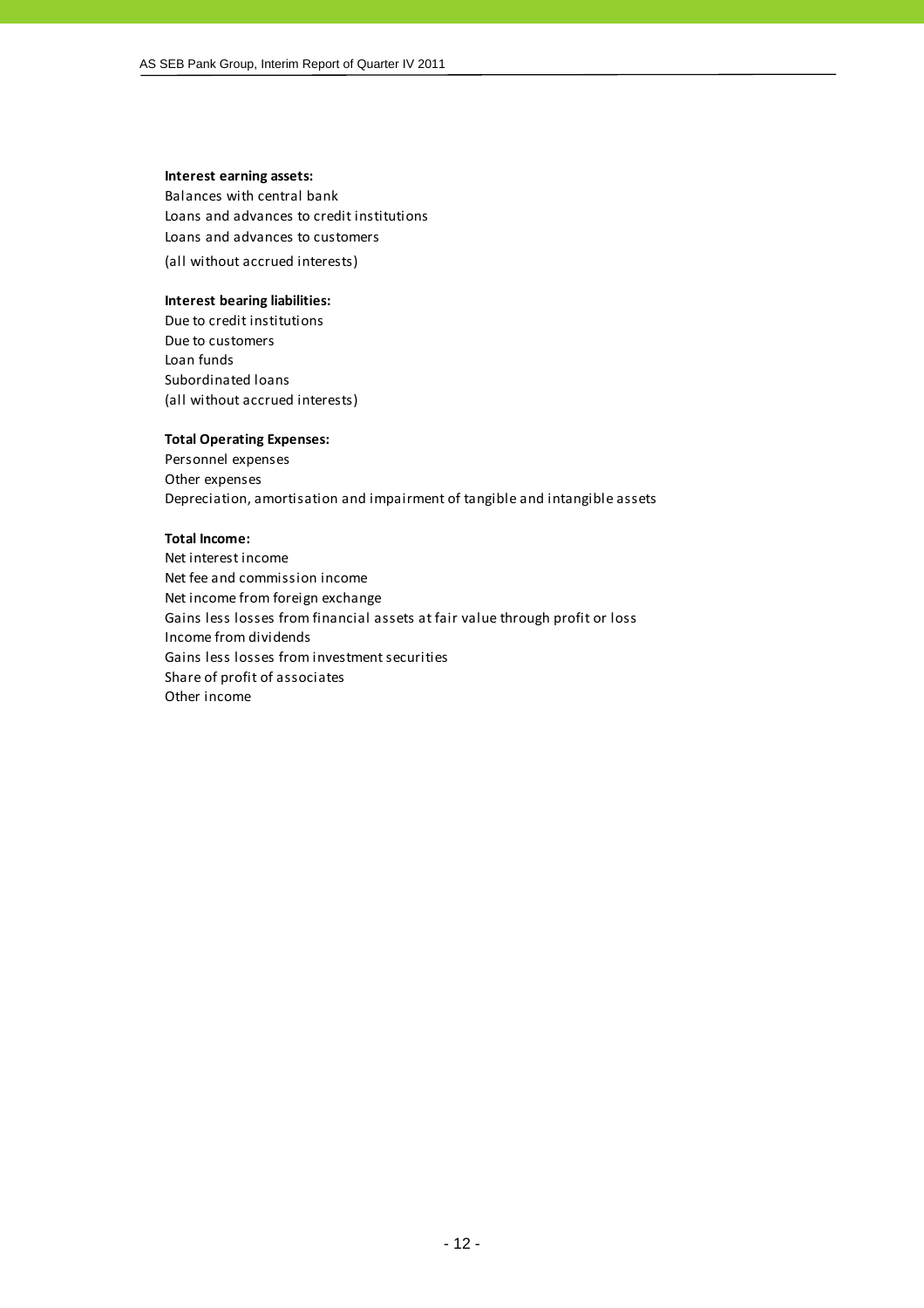**Interest earning assets:**

Balances with central bank
Loans and advances to credit institutions
Loans and advances to customers
(all without accrued interests)

**Interest bearing liabilities:**

Due to credit institutions
Due to customers
Loan funds
Subordinated loans
(all without accrued interests)

**Total Operating Expenses:**

Personnel expenses
Other expenses
Depreciation, amortisation and impairment of tangible and intangible assets

**Total Income:**

Net interest income
Net fee and commission income
Net income from foreign exchange
Gains less losses from financial assets at fair value through profit or loss
Income from dividends
Gains less losses from investment securities
Share of profit of associates
Other income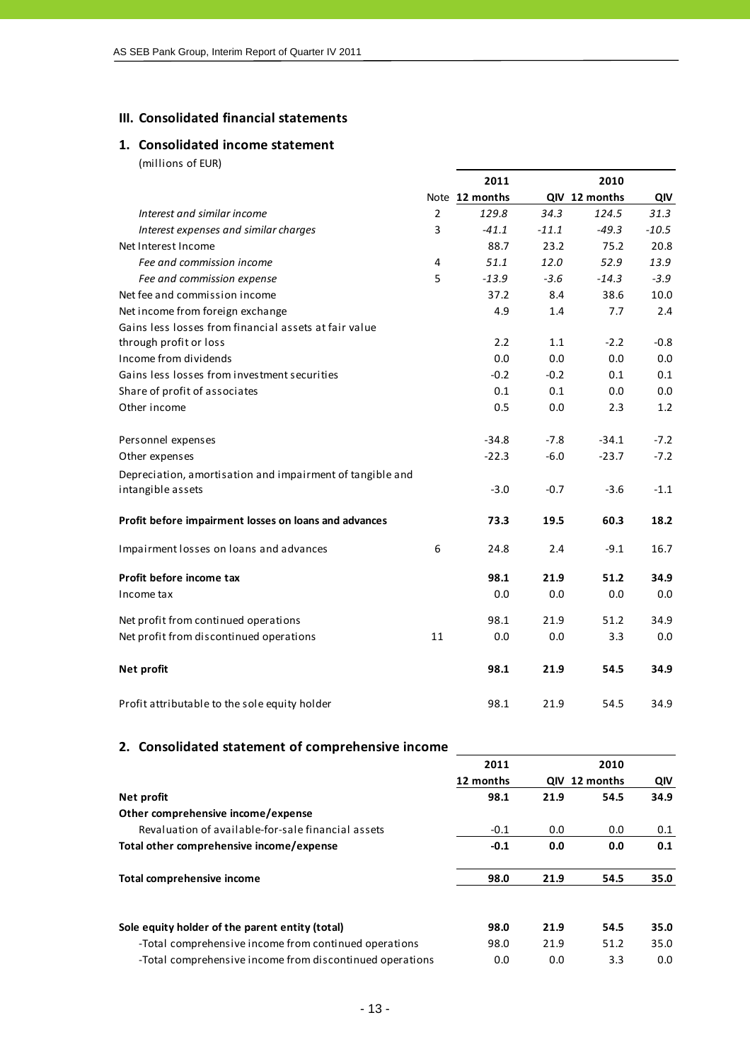## III. Consolidated financial statements

### 1. Consolidated income statement

(millions of EUR)

| | Note | 2011 12 months | 2011 QIV | 2010 12 months | 2010 QIV |
|---|---|---|---|---|---|
| *Interest and similar income* | 2 | *129.8* | *34.3* | *124.5* | *31.3* |
| *Interest expenses and similar charges* | 3 | *-41.1* | *-11.1* | *-49.3* | *-10.5* |
| Net Interest Income | | 88.7 | 23.2 | 75.2 | 20.8 |
| *Fee and commission income* | 4 | *51.1* | *12.0* | *52.9* | *13.9* |
| *Fee and commission expense* | 5 | *-13.9* | *-3.6* | *-14.3* | *-3.9* |
| Net fee and commission income | | 37.2 | 8.4 | 38.6 | 10.0 |
| Net income from foreign exchange | | 4.9 | 1.4 | 7.7 | 2.4 |
| Gains less losses from financial assets at fair value through profit or loss | | 2.2 | 1.1 | -2.2 | -0.8 |
| Income from dividends | | 0.0 | 0.0 | 0.0 | 0.0 |
| Gains less losses from investment securities | | -0.2 | -0.2 | 0.1 | 0.1 |
| Share of profit of associates | | 0.1 | 0.1 | 0.0 | 0.0 |
| Other income | | 0.5 | 0.0 | 2.3 | 1.2 |
| Personnel expenses | | -34.8 | -7.8 | -34.1 | -7.2 |
| Other expenses | | -22.3 | -6.0 | -23.7 | -7.2 |
| Depreciation, amortisation and impairment of tangible and intangible assets | | -3.0 | -0.7 | -3.6 | -1.1 |
| **Profit before impairment losses on loans and advances** | | **73.3** | **19.5** | **60.3** | **18.2** |
| Impairment losses on loans and advances | 6 | 24.8 | 2.4 | -9.1 | 16.7 |
| **Profit before income tax** | | **98.1** | **21.9** | **51.2** | **34.9** |
| Income tax | | 0.0 | 0.0 | 0.0 | 0.0 |
| Net profit from continued operations | | 98.1 | 21.9 | 51.2 | 34.9 |
| Net profit from discontinued operations | 11 | 0.0 | 0.0 | 3.3 | 0.0 |
| **Net profit** | | **98.1** | **21.9** | **54.5** | **34.9** |
| Profit attributable to the sole equity holder | | 98.1 | 21.9 | 54.5 | 34.9 |

### 2. Consolidated statement of comprehensive income

| | 2011 12 months | 2011 QIV | 2010 12 months | 2010 QIV |
|---|---|---|---|---|
| **Net profit** | **98.1** | **21.9** | **54.5** | **34.9** |
| **Other comprehensive income/expense** | | | | |
| Revaluation of available-for-sale financial assets | -0.1 | 0.0 | 0.0 | 0.1 |
| **Total other comprehensive income/expense** | **-0.1** | **0.0** | **0.0** | **0.1** |
| **Total comprehensive income** | **98.0** | **21.9** | **54.5** | **35.0** |
| **Sole equity holder of the parent entity (total)** | **98.0** | **21.9** | **54.5** | **35.0** |
| -Total comprehensive income from continued operations | 98.0 | 21.9 | 51.2 | 35.0 |
| -Total comprehensive income from discontinued operations | 0.0 | 0.0 | 3.3 | 0.0 |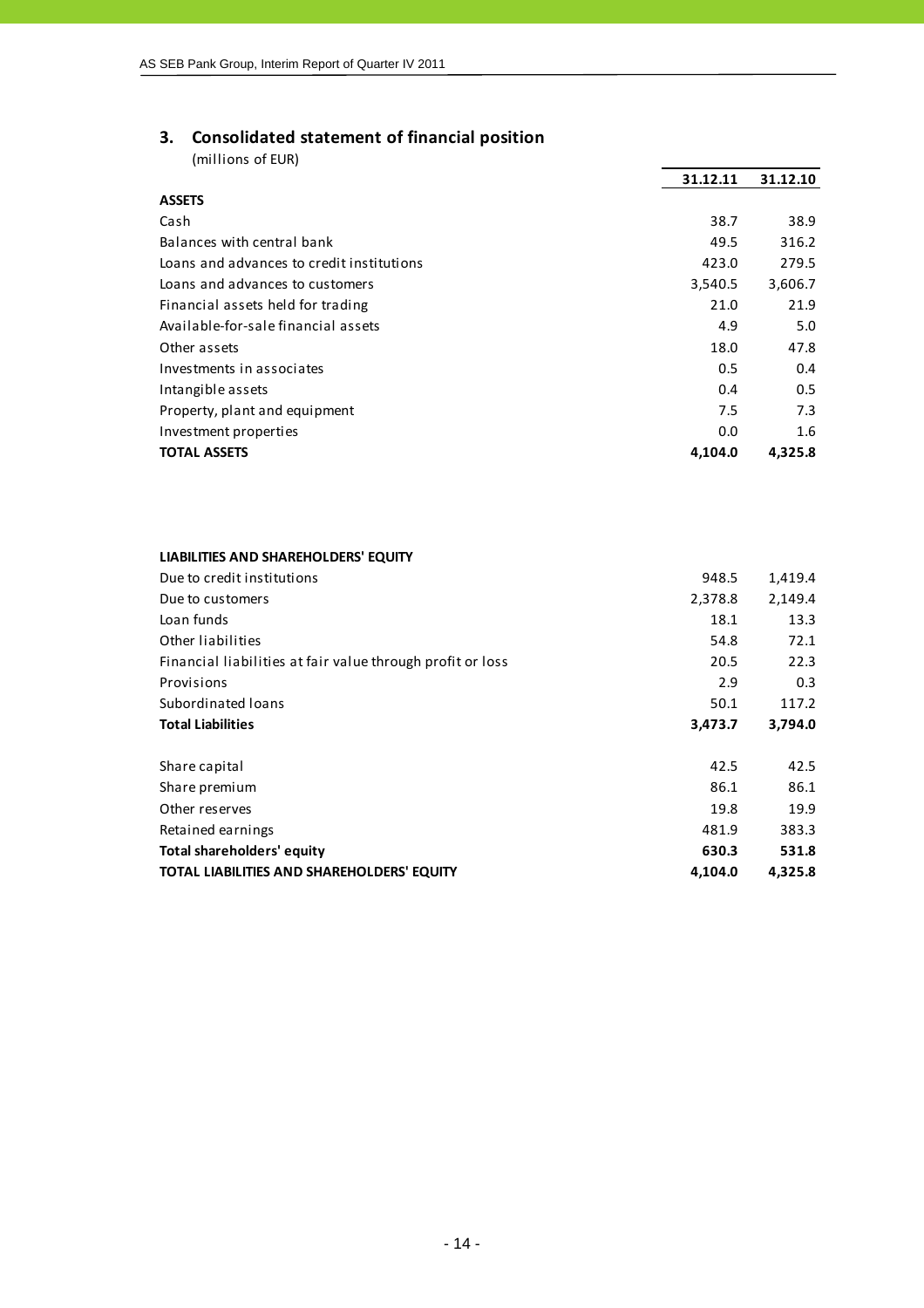## 3. Consolidated statement of financial position

(millions of EUR)

| | 31.12.11 | 31.12.10 |
|---|---|---|
| **ASSETS** | | |
| Cash | 38.7 | 38.9 |
| Balances with central bank | 49.5 | 316.2 |
| Loans and advances to credit institutions | 423.0 | 279.5 |
| Loans and advances to customers | 3,540.5 | 3,606.7 |
| Financial assets held for trading | 21.0 | 21.9 |
| Available-for-sale financial assets | 4.9 | 5.0 |
| Other assets | 18.0 | 47.8 |
| Investments in associates | 0.5 | 0.4 |
| Intangible assets | 0.4 | 0.5 |
| Property, plant and equipment | 7.5 | 7.3 |
| Investment properties | 0.0 | 1.6 |
| **TOTAL ASSETS** | **4,104.0** | **4,325.8** |
| | | |
| **LIABILITIES AND SHAREHOLDERS' EQUITY** | | |
| Due to credit institutions | 948.5 | 1,419.4 |
| Due to customers | 2,378.8 | 2,149.4 |
| Loan funds | 18.1 | 13.3 |
| Other liabilities | 54.8 | 72.1 |
| Financial liabilities at fair value through profit or loss | 20.5 | 22.3 |
| Provisions | 2.9 | 0.3 |
| Subordinated loans | 50.1 | 117.2 |
| **Total Liabilities** | **3,473.7** | **3,794.0** |
| | | |
| Share capital | 42.5 | 42.5 |
| Share premium | 86.1 | 86.1 |
| Other reserves | 19.8 | 19.9 |
| Retained earnings | 481.9 | 383.3 |
| **Total shareholders' equity** | **630.3** | **531.8** |
| **TOTAL LIABILITIES AND SHAREHOLDERS' EQUITY** | **4,104.0** | **4,325.8** |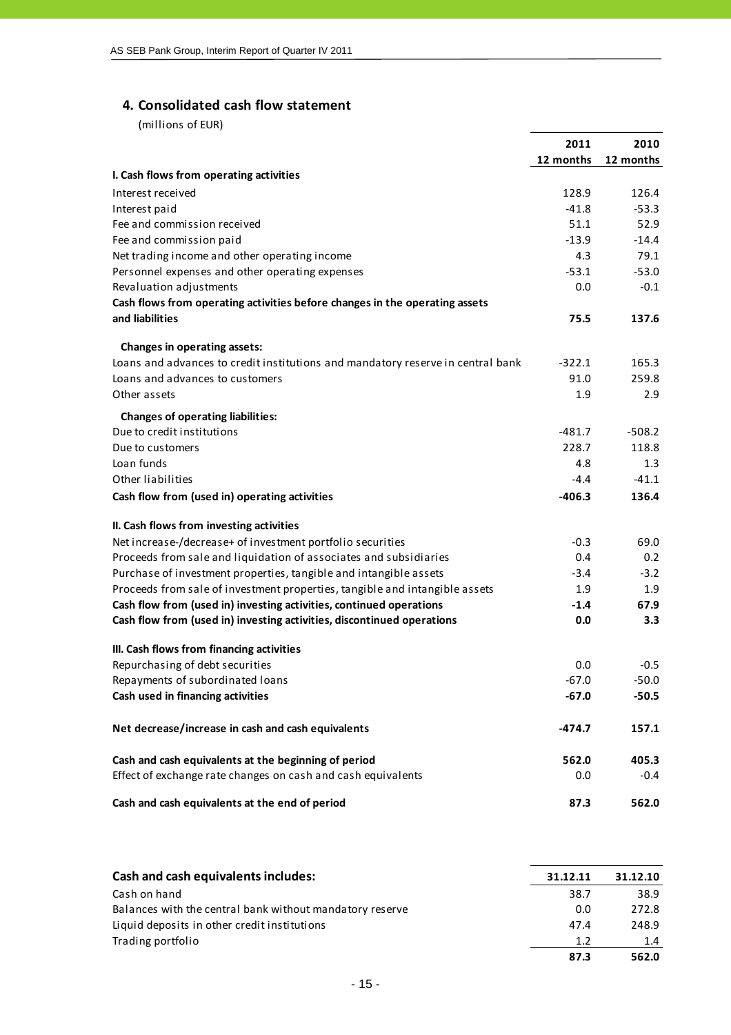## 4. Consolidated cash flow statement

(millions of EUR)

| | 2011 12 months | 2010 12 months |
|---|---|---|
| **I. Cash flows from operating activities** | | |
| Interest received | 128.9 | 126.4 |
| Interest paid | -41.8 | -53.3 |
| Fee and commission received | 51.1 | 52.9 |
| Fee and commission paid | -13.9 | -14.4 |
| Net trading income and other operating income | 4.3 | 79.1 |
| Personnel expenses and other operating expenses | -53.1 | -53.0 |
| Revaluation adjustments | 0.0 | -0.1 |
| **Cash flows from operating activities before changes in the operating assets and liabilities** | **75.5** | **137.6** |
| **Changes in operating assets:** | | |
| Loans and advances to credit institutions and mandatory reserve in central bank | -322.1 | 165.3 |
| Loans and advances to customers | 91.0 | 259.8 |
| Other assets | 1.9 | 2.9 |
| **Changes of operating liabilities:** | | |
| Due to credit institutions | -481.7 | -508.2 |
| Due to customers | 228.7 | 118.8 |
| Loan funds | 4.8 | 1.3 |
| Other liabilities | -4.4 | -41.1 |
| **Cash flow from (used in) operating activities** | **-406.3** | **136.4** |
| **II. Cash flows from investing activities** | | |
| Net increase-/decrease+ of investment portfolio securities | -0.3 | 69.0 |
| Proceeds from sale and liquidation of associates and subsidiaries | 0.4 | 0.2 |
| Purchase of investment properties, tangible and intangible assets | -3.4 | -3.2 |
| Proceeds from sale of investment properties, tangible and intangible assets | 1.9 | 1.9 |
| **Cash flow from (used in) investing activities, continued operations** | **-1.4** | **67.9** |
| **Cash flow from (used in) investing activities, discontinued operations** | **0.0** | **3.3** |
| **III. Cash flows from financing activities** | | |
| Repurchasing of debt securities | 0.0 | -0.5 |
| Repayments of subordinated loans | -67.0 | -50.0 |
| **Cash used in financing activities** | **-67.0** | **-50.5** |
| **Net decrease/increase in cash and cash equivalents** | **-474.7** | **157.1** |
| **Cash and cash equivalents at the beginning of period** | **562.0** | **405.3** |
| Effect of exchange rate changes on cash and cash equivalents | 0.0 | -0.4 |
| **Cash and cash equivalents at the end of period** | **87.3** | **562.0** |

| **Cash and cash equivalents includes:** | **31.12.11** | **31.12.10** |
|---|---|---|
| Cash on hand | 38.7 | 38.9 |
| Balances with the central bank without mandatory reserve | 0.0 | 272.8 |
| Liquid deposits in other credit institutions | 47.4 | 248.9 |
| Trading portfolio | 1.2 | 1.4 |
| | **87.3** | **562.0** |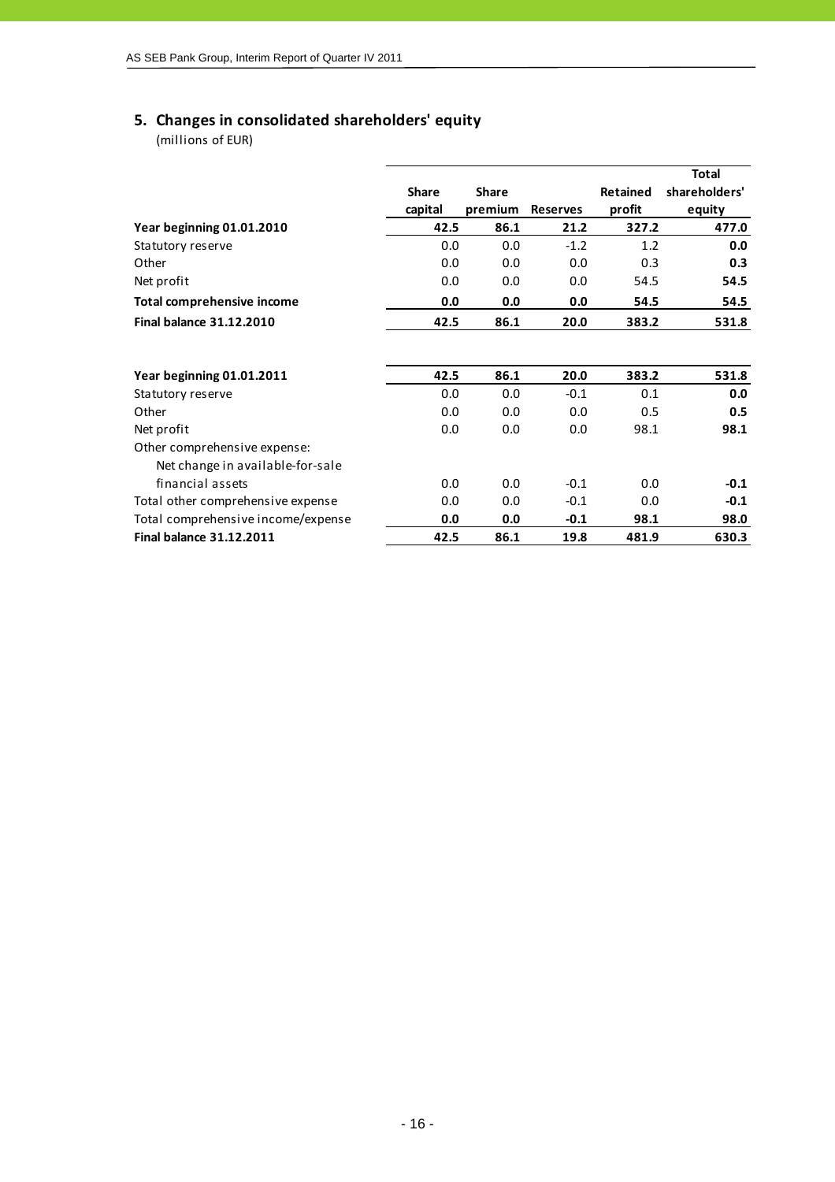## 5. Changes in consolidated shareholders' equity

(millions of EUR)

| | Share capital | Share premium | Reserves | Retained profit | Total shareholders' equity |
|---|---|---|---|---|---|
| **Year beginning 01.01.2010** | **42.5** | **86.1** | **21.2** | **327.2** | **477.0** |
| Statutory reserve | 0.0 | 0.0 | -1.2 | 1.2 | **0.0** |
| Other | 0.0 | 0.0 | 0.0 | 0.3 | **0.3** |
| Net profit | 0.0 | 0.0 | 0.0 | 54.5 | **54.5** |
| **Total comprehensive income** | **0.0** | **0.0** | **0.0** | **54.5** | **54.5** |
| **Final balance 31.12.2010** | **42.5** | **86.1** | **20.0** | **383.2** | **531.8** |
| | | | | | |
| **Year beginning 01.01.2011** | **42.5** | **86.1** | **20.0** | **383.2** | **531.8** |
| Statutory reserve | 0.0 | 0.0 | -0.1 | 0.1 | **0.0** |
| Other | 0.0 | 0.0 | 0.0 | 0.5 | **0.5** |
| Net profit | 0.0 | 0.0 | 0.0 | 98.1 | **98.1** |
| Other comprehensive expense: | | | | | |
| Net change in available-for-sale financial assets | 0.0 | 0.0 | -0.1 | 0.0 | **-0.1** |
| Total other comprehensive expense | 0.0 | 0.0 | -0.1 | 0.0 | **-0.1** |
| Total comprehensive income/expense | **0.0** | **0.0** | **-0.1** | **98.1** | **98.0** |
| **Final balance 31.12.2011** | **42.5** | **86.1** | **19.8** | **481.9** | **630.3** |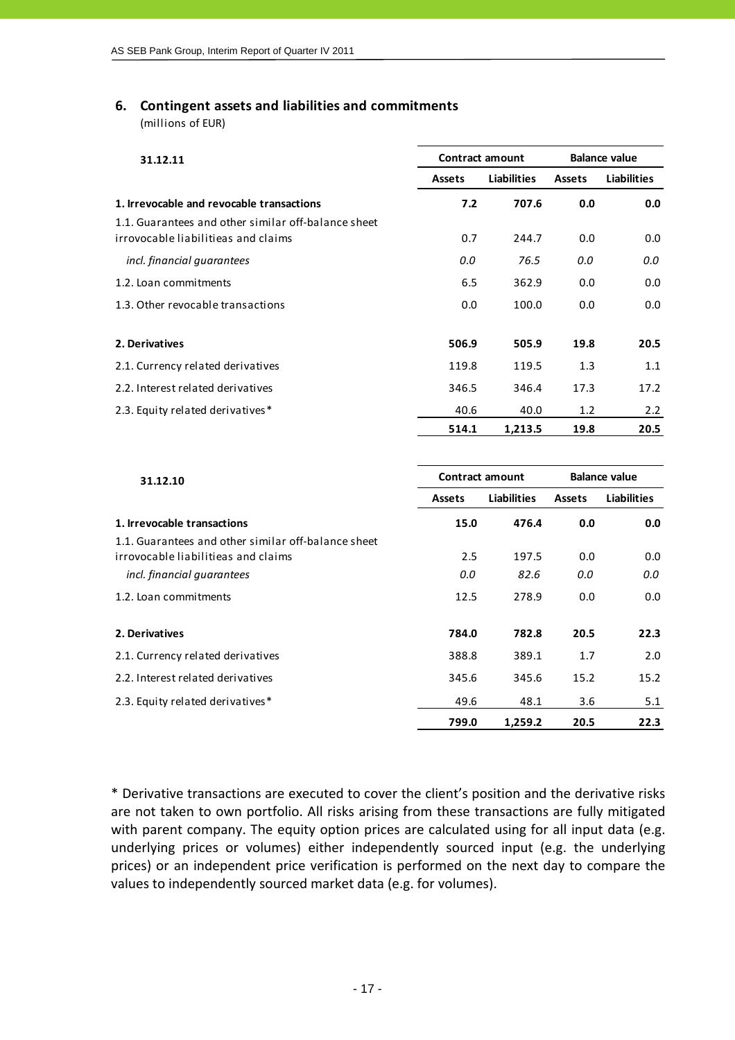## 6. Contingent assets and liabilities and commitments

(millions of EUR)

| 31.12.11 | Contract amount | | Balance value | |
|---|---|---|---|---|
| | **Assets** | **Liabilities** | **Assets** | **Liabilities** |
| **1. Irrevocable and revocable transactions** | **7.2** | **707.6** | **0.0** | **0.0** |
| 1.1. Guarantees and other similar off-balance sheet irrovocable liabilitieas and claims | 0.7 | 244.7 | 0.0 | 0.0 |
| *incl. financial guarantees* | *0.0* | *76.5* | *0.0* | *0.0* |
| 1.2. Loan commitments | 6.5 | 362.9 | 0.0 | 0.0 |
| 1.3. Other revocable transactions | 0.0 | 100.0 | 0.0 | 0.0 |
| **2. Derivatives** | **506.9** | **505.9** | **19.8** | **20.5** |
| 2.1. Currency related derivatives | 119.8 | 119.5 | 1.3 | 1.1 |
| 2.2. Interest related derivatives | 346.5 | 346.4 | 17.3 | 17.2 |
| 2.3. Equity related derivatives* | 40.6 | 40.0 | 1.2 | 2.2 |
| | **514.1** | **1,213.5** | **19.8** | **20.5** |

| 31.12.10 | Contract amount | | Balance value | |
|---|---|---|---|---|
| | **Assets** | **Liabilities** | **Assets** | **Liabilities** |
| **1. Irrevocable transactions** | **15.0** | **476.4** | **0.0** | **0.0** |
| 1.1. Guarantees and other similar off-balance sheet irrovocable liabilitieas and claims | 2.5 | 197.5 | 0.0 | 0.0 |
| *incl. financial guarantees* | *0.0* | *82.6* | *0.0* | *0.0* |
| 1.2. Loan commitments | 12.5 | 278.9 | 0.0 | 0.0 |
| **2. Derivatives** | **784.0** | **782.8** | **20.5** | **22.3** |
| 2.1. Currency related derivatives | 388.8 | 389.1 | 1.7 | 2.0 |
| 2.2. Interest related derivatives | 345.6 | 345.6 | 15.2 | 15.2 |
| 2.3. Equity related derivatives* | 49.6 | 48.1 | 3.6 | 5.1 |
| | **799.0** | **1,259.2** | **20.5** | **22.3** |

* Derivative transactions are executed to cover the client's position and the derivative risks are not taken to own portfolio. All risks arising from these transactions are fully mitigated with parent company. The equity option prices are calculated using for all input data (e.g. underlying prices or volumes) either independently sourced input (e.g. the underlying prices) or an independent price verification is performed on the next day to compare the values to independently sourced market data (e.g. for volumes).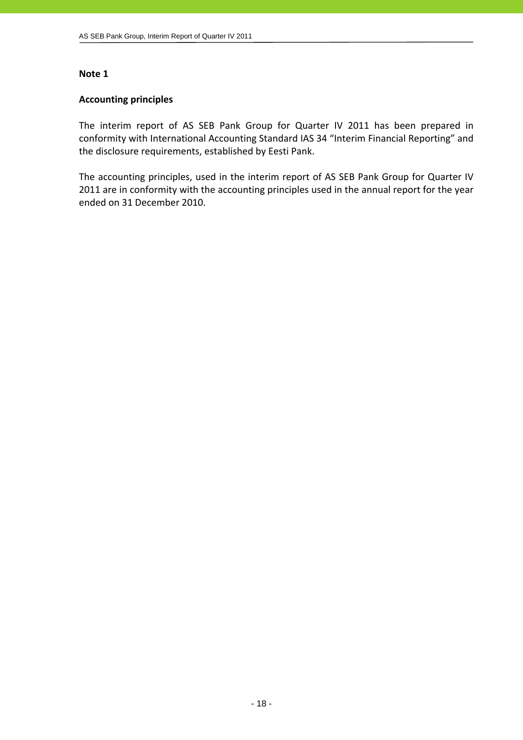**Note 1**

**Accounting principles**

The interim report of AS SEB Pank Group for Quarter IV 2011 has been prepared in conformity with International Accounting Standard IAS 34 "Interim Financial Reporting" and the disclosure requirements, established by Eesti Pank.

The accounting principles, used in the interim report of AS SEB Pank Group for Quarter IV 2011 are in conformity with the accounting principles used in the annual report for the year ended on 31 December 2010.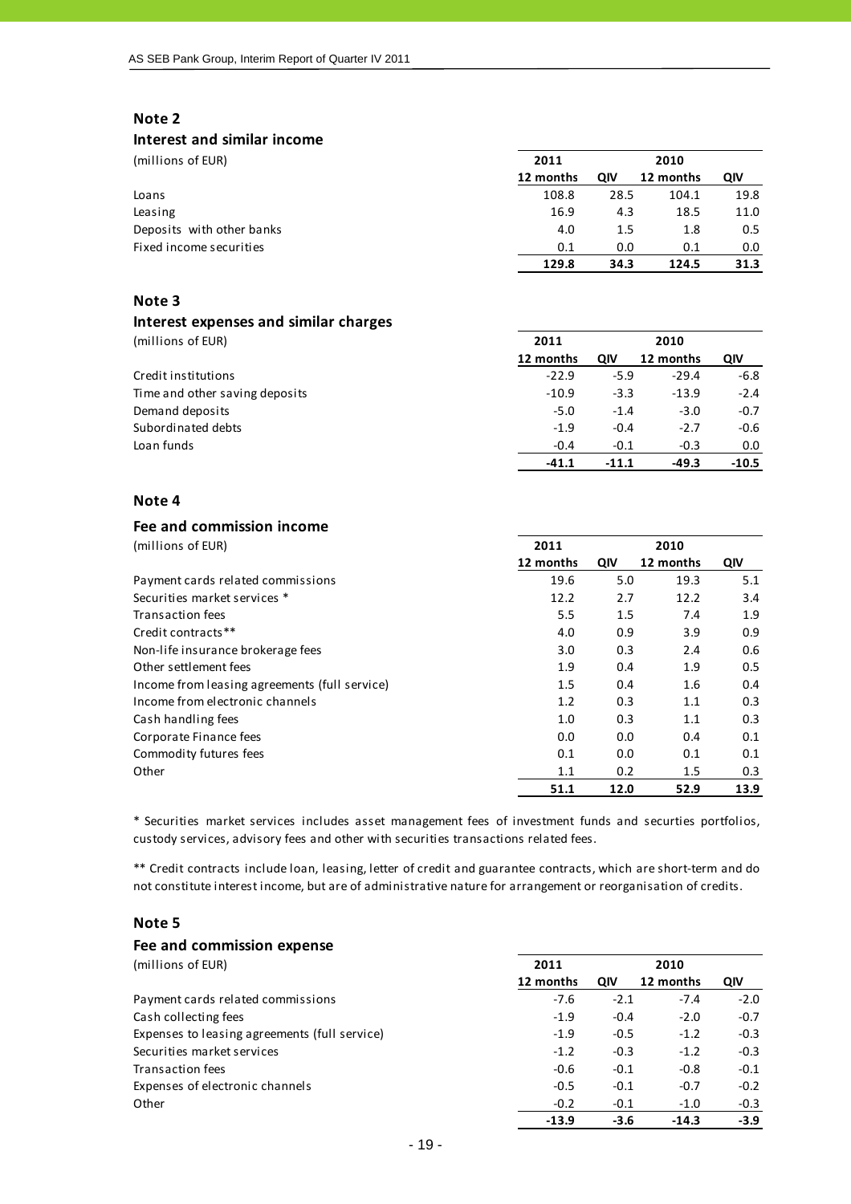## Note 2

### Interest and similar income

| (millions of EUR) | 2011 | | 2010 | |
|---|---|---|---|---|
| | 12 months | QIV | 12 months | QIV |
| Loans | 108.8 | 28.5 | 104.1 | 19.8 |
| Leasing | 16.9 | 4.3 | 18.5 | 11.0 |
| Deposits with other banks | 4.0 | 1.5 | 1.8 | 0.5 |
| Fixed income securities | 0.1 | 0.0 | 0.1 | 0.0 |
| | **129.8** | **34.3** | **124.5** | **31.3** |

## Note 3

### Interest expenses and similar charges

| (millions of EUR) | 2011 | | 2010 | |
|---|---|---|---|---|
| | 12 months | QIV | 12 months | QIV |
| Credit institutions | -22.9 | -5.9 | -29.4 | -6.8 |
| Time and other saving deposits | -10.9 | -3.3 | -13.9 | -2.4 |
| Demand deposits | -5.0 | -1.4 | -3.0 | -0.7 |
| Subordinated debts | -1.9 | -0.4 | -2.7 | -0.6 |
| Loan funds | -0.4 | -0.1 | -0.3 | 0.0 |
| | **-41.1** | **-11.1** | **-49.3** | **-10.5** |

## Note 4

### Fee and commission income

| (millions of EUR) | 2011 | | 2010 | |
|---|---|---|---|---|
| | 12 months | QIV | 12 months | QIV |
| Payment cards related commissions | 19.6 | 5.0 | 19.3 | 5.1 |
| Securities market services * | 12.2 | 2.7 | 12.2 | 3.4 |
| Transaction fees | 5.5 | 1.5 | 7.4 | 1.9 |
| Credit contracts** | 4.0 | 0.9 | 3.9 | 0.9 |
| Non-life insurance brokerage fees | 3.0 | 0.3 | 2.4 | 0.6 |
| Other settlement fees | 1.9 | 0.4 | 1.9 | 0.5 |
| Income from leasing agreements (full service) | 1.5 | 0.4 | 1.6 | 0.4 |
| Income from electronic channels | 1.2 | 0.3 | 1.1 | 0.3 |
| Cash handling fees | 1.0 | 0.3 | 1.1 | 0.3 |
| Corporate Finance fees | 0.0 | 0.0 | 0.4 | 0.1 |
| Commodity futures fees | 0.1 | 0.0 | 0.1 | 0.1 |
| Other | 1.1 | 0.2 | 1.5 | 0.3 |
| | **51.1** | **12.0** | **52.9** | **13.9** |

* Securities market services includes asset management fees of investment funds and securties portfolios, custody services, advisory fees and other with securities transactions related fees.

** Credit contracts include loan, leasing, letter of credit and guarantee contracts, which are short-term and do not constitute interest income, but are of administrative nature for arrangement or reorganisation of credits.

## Note 5

### Fee and commission expense

| (millions of EUR) | 2011 | | 2010 | |
|---|---|---|---|---|
| | 12 months | QIV | 12 months | QIV |
| Payment cards related commissions | -7.6 | -2.1 | -7.4 | -2.0 |
| Cash collecting fees | -1.9 | -0.4 | -2.0 | -0.7 |
| Expenses to leasing agreements (full service) | -1.9 | -0.5 | -1.2 | -0.3 |
| Securities market services | -1.2 | -0.3 | -1.2 | -0.3 |
| Transaction fees | -0.6 | -0.1 | -0.8 | -0.1 |
| Expenses of electronic channels | -0.5 | -0.1 | -0.7 | -0.2 |
| Other | -0.2 | -0.1 | -1.0 | -0.3 |
| | **-13.9** | **-3.6** | **-14.3** | **-3.9** |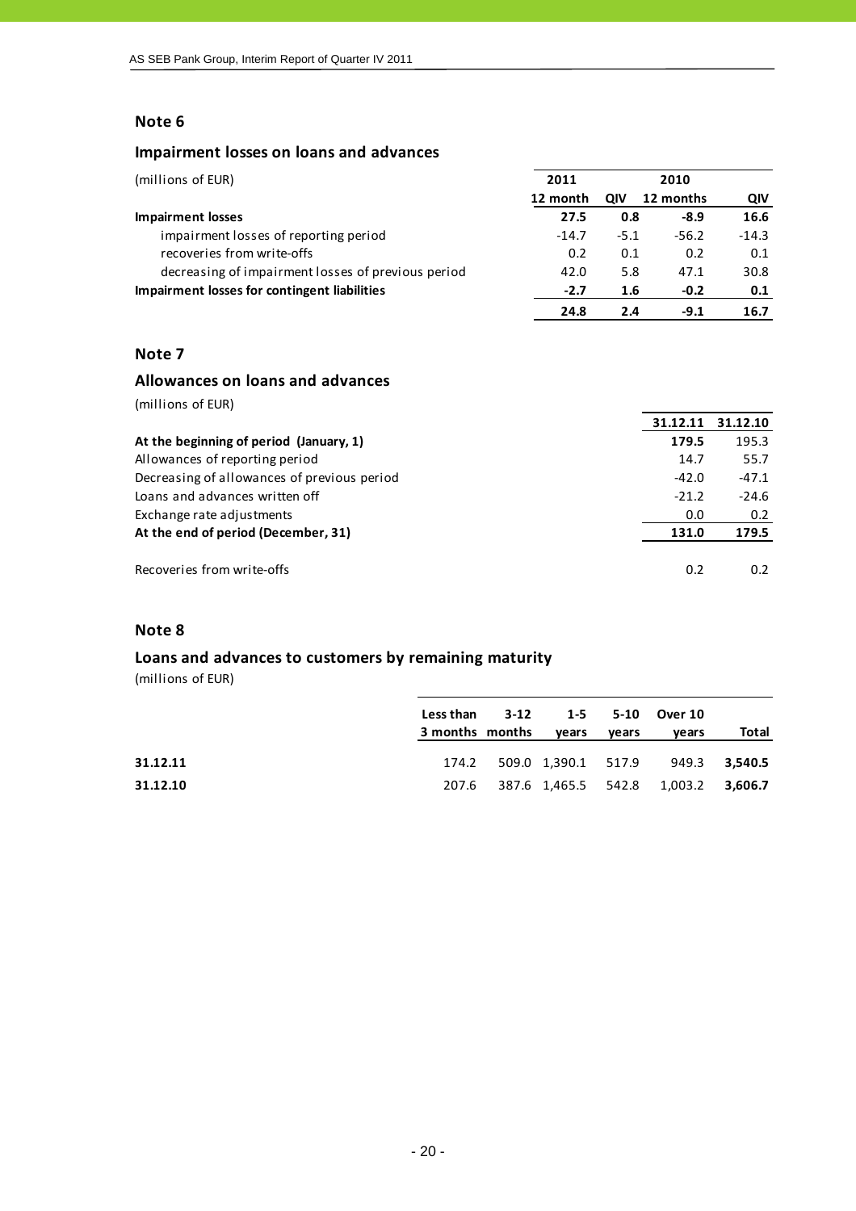## Note 6

### Impairment losses on loans and advances

| (millions of EUR) | 2011 | | 2010 | |
|---|---|---|---|---|
| | 12 month | QIV | 12 months | QIV |
| **Impairment losses** | **27.5** | **0.8** | **-8.9** | **16.6** |
| impairment losses of reporting period | -14.7 | -5.1 | -56.2 | -14.3 |
| recoveries from write-offs | 0.2 | 0.1 | 0.2 | 0.1 |
| decreasing of impairment losses of previous period | 42.0 | 5.8 | 47.1 | 30.8 |
| **Impairment losses for contingent liabilities** | **-2.7** | **1.6** | **-0.2** | **0.1** |
| | **24.8** | **2.4** | **-9.1** | **16.7** |

## Note 7

### Allowances on loans and advances

(millions of EUR)

| | 31.12.11 | 31.12.10 |
|---|---|---|
| **At the beginning of period (January, 1)** | **179.5** | 195.3 |
| Allowances of reporting period | 14.7 | 55.7 |
| Decreasing of allowances of previous period | -42.0 | -47.1 |
| Loans and advances written off | -21.2 | -24.6 |
| Exchange rate adjustments | 0.0 | 0.2 |
| **At the end of period (December, 31)** | **131.0** | **179.5** |
| | | |
| Recoveries from write-offs | 0.2 | 0.2 |

## Note 8

### Loans and advances to customers by remaining maturity

(millions of EUR)

| | Less than 3 months | 3-12 months | 1-5 years | 5-10 years | Over 10 years | Total |
|---|---|---|---|---|---|---|
| **31.12.11** | 174.2 | 509.0 | 1,390.1 | 517.9 | 949.3 | **3,540.5** |
| **31.12.10** | 207.6 | 387.6 | 1,465.5 | 542.8 | 1,003.2 | **3,606.7** |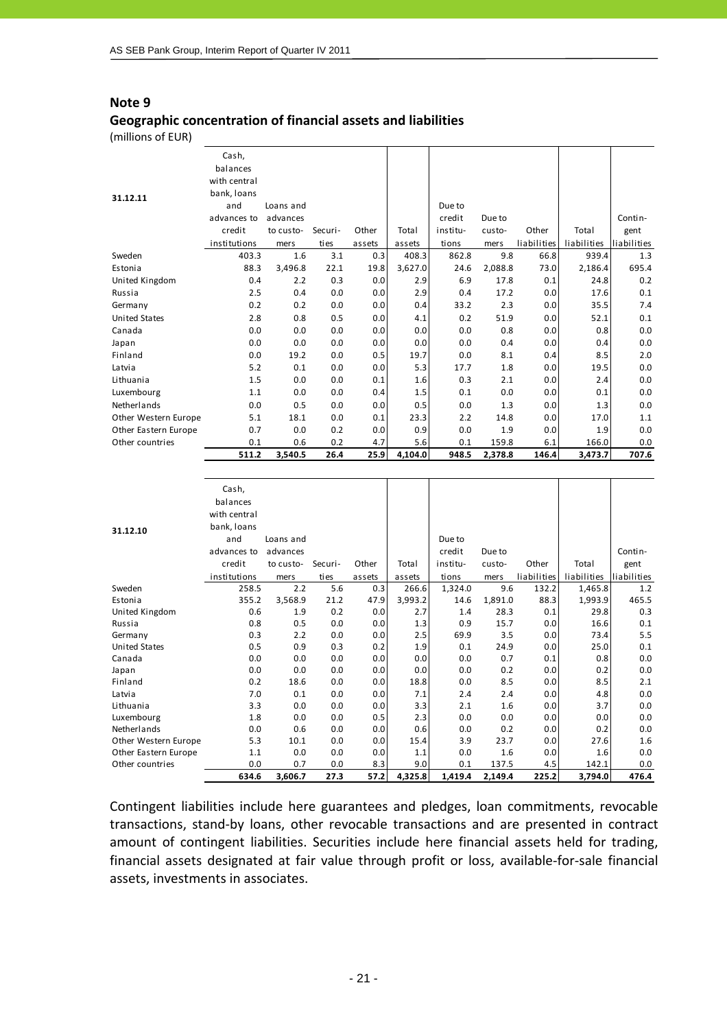## Note 9

### Geographic concentration of financial assets and liabilities

(millions of EUR)

| 31.12.11 | Cash, balances with central bank, loans and advances to credit institutions | Loans and advances to customers | Securities | Other assets | Total assets | Due to credit institutions | Due to customers | Other liabilities | Total liabilities | Contingent liabilities |
|---|---|---|---|---|---|---|---|---|---|---|
| Sweden | 403.3 | 1.6 | 3.1 | 0.3 | 408.3 | 862.8 | 9.8 | 66.8 | 939.4 | 1.3 |
| Estonia | 88.3 | 3,496.8 | 22.1 | 19.8 | 3,627.0 | 24.6 | 2,088.8 | 73.0 | 2,186.4 | 695.4 |
| United Kingdom | 0.4 | 2.2 | 0.3 | 0.0 | 2.9 | 6.9 | 17.8 | 0.1 | 24.8 | 0.2 |
| Russia | 2.5 | 0.4 | 0.0 | 0.0 | 2.9 | 0.4 | 17.2 | 0.0 | 17.6 | 0.1 |
| Germany | 0.2 | 0.2 | 0.0 | 0.0 | 0.4 | 33.2 | 2.3 | 0.0 | 35.5 | 7.4 |
| United States | 2.8 | 0.8 | 0.5 | 0.0 | 4.1 | 0.2 | 51.9 | 0.0 | 52.1 | 0.1 |
| Canada | 0.0 | 0.0 | 0.0 | 0.0 | 0.0 | 0.0 | 0.8 | 0.0 | 0.8 | 0.0 |
| Japan | 0.0 | 0.0 | 0.0 | 0.0 | 0.0 | 0.0 | 0.4 | 0.0 | 0.4 | 0.0 |
| Finland | 0.0 | 19.2 | 0.0 | 0.5 | 19.7 | 0.0 | 8.1 | 0.4 | 8.5 | 2.0 |
| Latvia | 5.2 | 0.1 | 0.0 | 0.0 | 5.3 | 17.7 | 1.8 | 0.0 | 19.5 | 0.0 |
| Lithuania | 1.5 | 0.0 | 0.0 | 0.1 | 1.6 | 0.3 | 2.1 | 0.0 | 2.4 | 0.0 |
| Luxembourg | 1.1 | 0.0 | 0.0 | 0.4 | 1.5 | 0.1 | 0.0 | 0.0 | 0.1 | 0.0 |
| Netherlands | 0.0 | 0.5 | 0.0 | 0.0 | 0.5 | 0.0 | 1.3 | 0.0 | 1.3 | 0.0 |
| Other Western Europe | 5.1 | 18.1 | 0.0 | 0.1 | 23.3 | 2.2 | 14.8 | 0.0 | 17.0 | 1.1 |
| Other Eastern Europe | 0.7 | 0.0 | 0.2 | 0.0 | 0.9 | 0.0 | 1.9 | 0.0 | 1.9 | 0.0 |
| Other countries | 0.1 | 0.6 | 0.2 | 4.7 | 5.6 | 0.1 | 159.8 | 6.1 | 166.0 | 0.0 |
| | **511.2** | **3,540.5** | **26.4** | **25.9** | **4,104.0** | **948.5** | **2,378.8** | **146.4** | **3,473.7** | **707.6** |

| 31.12.10 | Cash, balances with central bank, loans and advances to credit institutions | Loans and advances to customers | Securities | Other assets | Total assets | Due to credit institutions | Due to customers | Other liabilities | Total liabilities | Contingent liabilities |
|---|---|---|---|---|---|---|---|---|---|---|
| Sweden | 258.5 | 2.2 | 5.6 | 0.3 | 266.6 | 1,324.0 | 9.6 | 132.2 | 1,465.8 | 1.2 |
| Estonia | 355.2 | 3,568.9 | 21.2 | 47.9 | 3,993.2 | 14.6 | 1,891.0 | 88.3 | 1,993.9 | 465.5 |
| United Kingdom | 0.6 | 1.9 | 0.2 | 0.0 | 2.7 | 1.4 | 28.3 | 0.1 | 29.8 | 0.3 |
| Russia | 0.8 | 0.5 | 0.0 | 0.0 | 1.3 | 0.9 | 15.7 | 0.0 | 16.6 | 0.1 |
| Germany | 0.3 | 2.2 | 0.0 | 0.0 | 2.5 | 69.9 | 3.5 | 0.0 | 73.4 | 5.5 |
| United States | 0.5 | 0.9 | 0.3 | 0.2 | 1.9 | 0.1 | 24.9 | 0.0 | 25.0 | 0.1 |
| Canada | 0.0 | 0.0 | 0.0 | 0.0 | 0.0 | 0.0 | 0.7 | 0.1 | 0.8 | 0.0 |
| Japan | 0.0 | 0.0 | 0.0 | 0.0 | 0.0 | 0.0 | 0.2 | 0.0 | 0.2 | 0.0 |
| Finland | 0.2 | 18.6 | 0.0 | 0.0 | 18.8 | 0.0 | 8.5 | 0.0 | 8.5 | 2.1 |
| Latvia | 7.0 | 0.1 | 0.0 | 0.0 | 7.1 | 2.4 | 2.4 | 0.0 | 4.8 | 0.0 |
| Lithuania | 3.3 | 0.0 | 0.0 | 0.0 | 3.3 | 2.1 | 1.6 | 0.0 | 3.7 | 0.0 |
| Luxembourg | 1.8 | 0.0 | 0.0 | 0.5 | 2.3 | 0.0 | 0.0 | 0.0 | 0.0 | 0.0 |
| Netherlands | 0.0 | 0.6 | 0.0 | 0.0 | 0.6 | 0.0 | 0.2 | 0.0 | 0.2 | 0.0 |
| Other Western Europe | 5.3 | 10.1 | 0.0 | 0.0 | 15.4 | 3.9 | 23.7 | 0.0 | 27.6 | 1.6 |
| Other Eastern Europe | 1.1 | 0.0 | 0.0 | 0.0 | 1.1 | 0.0 | 1.6 | 0.0 | 1.6 | 0.0 |
| Other countries | 0.0 | 0.7 | 0.0 | 8.3 | 9.0 | 0.1 | 137.5 | 4.5 | 142.1 | 0.0 |
| | **634.6** | **3,606.7** | **27.3** | **57.2** | **4,325.8** | **1,419.4** | **2,149.4** | **225.2** | **3,794.0** | **476.4** |

Contingent liabilities include here guarantees and pledges, loan commitments, revocable transactions, stand-by loans, other revocable transactions and are presented in contract amount of contingent liabilities. Securities include here financial assets held for trading, financial assets designated at fair value through profit or loss, available-for-sale financial assets, investments in associates.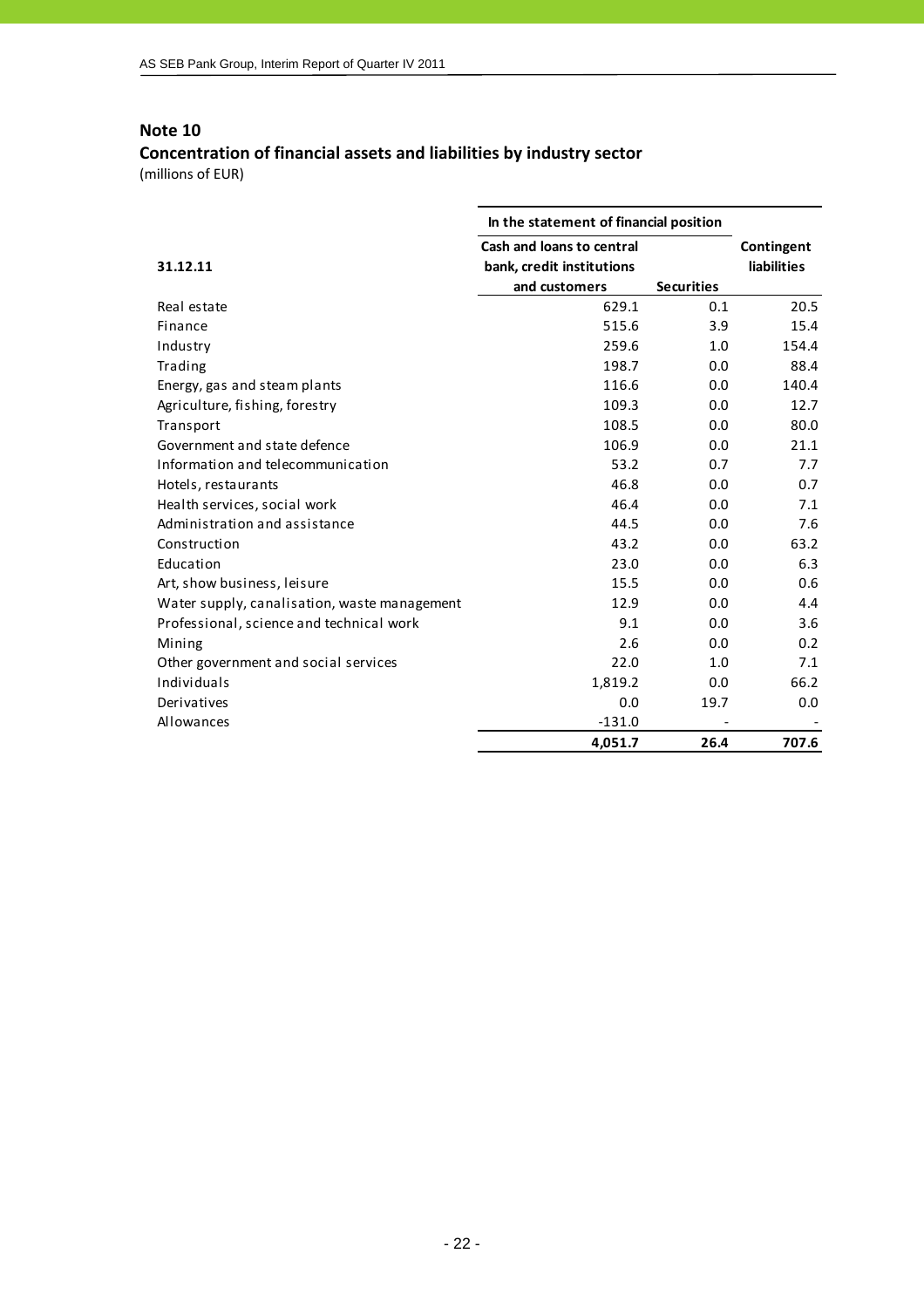## Note 10

### Concentration of financial assets and liabilities by industry sector

(millions of EUR)

| 31.12.11 | In the statement of financial position | | |
|---|---|---|---|
| | Cash and loans to central bank, credit institutions and customers | Securities | Contingent liabilities |
| Real estate | 629.1 | 0.1 | 20.5 |
| Finance | 515.6 | 3.9 | 15.4 |
| Industry | 259.6 | 1.0 | 154.4 |
| Trading | 198.7 | 0.0 | 88.4 |
| Energy, gas and steam plants | 116.6 | 0.0 | 140.4 |
| Agriculture, fishing, forestry | 109.3 | 0.0 | 12.7 |
| Transport | 108.5 | 0.0 | 80.0 |
| Government and state defence | 106.9 | 0.0 | 21.1 |
| Information and telecommunication | 53.2 | 0.7 | 7.7 |
| Hotels, restaurants | 46.8 | 0.0 | 0.7 |
| Health services, social work | 46.4 | 0.0 | 7.1 |
| Administration and assistance | 44.5 | 0.0 | 7.6 |
| Construction | 43.2 | 0.0 | 63.2 |
| Education | 23.0 | 0.0 | 6.3 |
| Art, show business, leisure | 15.5 | 0.0 | 0.6 |
| Water supply, canalisation, waste management | 12.9 | 0.0 | 4.4 |
| Professional, science and technical work | 9.1 | 0.0 | 3.6 |
| Mining | 2.6 | 0.0 | 0.2 |
| Other government and social services | 22.0 | 1.0 | 7.1 |
| Individuals | 1,819.2 | 0.0 | 66.2 |
| Derivatives | 0.0 | 19.7 | 0.0 |
| Allowances | -131.0 | - | - |
| | **4,051.7** | **26.4** | **707.6** |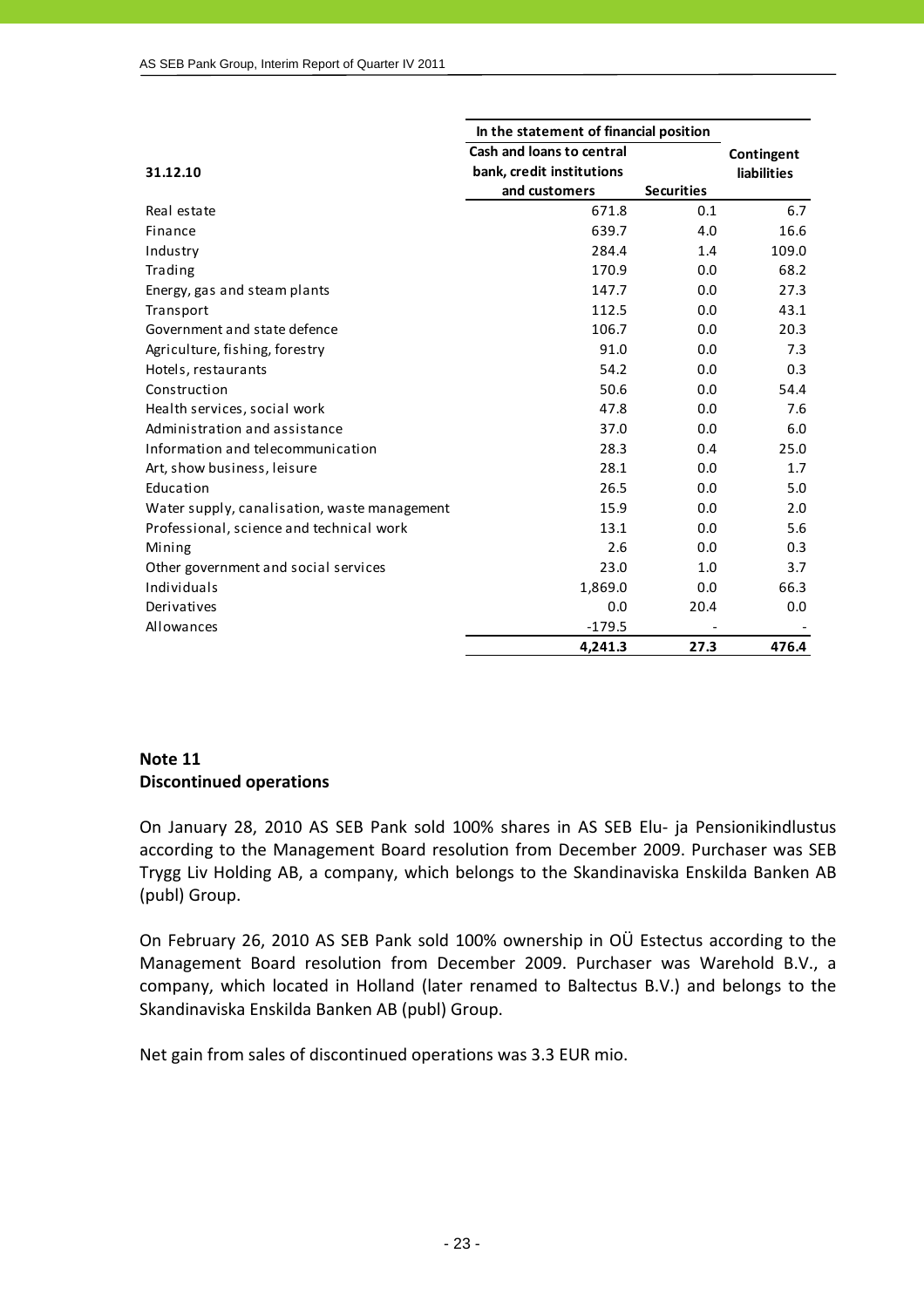| 31.12.10 | In the statement of financial position | | Contingent liabilities |
|---|---|---|---|
| | Cash and loans to central bank, credit institutions and customers | Securities | |
| Real estate | 671.8 | 0.1 | 6.7 |
| Finance | 639.7 | 4.0 | 16.6 |
| Industry | 284.4 | 1.4 | 109.0 |
| Trading | 170.9 | 0.0 | 68.2 |
| Energy, gas and steam plants | 147.7 | 0.0 | 27.3 |
| Transport | 112.5 | 0.0 | 43.1 |
| Government and state defence | 106.7 | 0.0 | 20.3 |
| Agriculture, fishing, forestry | 91.0 | 0.0 | 7.3 |
| Hotels, restaurants | 54.2 | 0.0 | 0.3 |
| Construction | 50.6 | 0.0 | 54.4 |
| Health services, social work | 47.8 | 0.0 | 7.6 |
| Administration and assistance | 37.0 | 0.0 | 6.0 |
| Information and telecommunication | 28.3 | 0.4 | 25.0 |
| Art, show business, leisure | 28.1 | 0.0 | 1.7 |
| Education | 26.5 | 0.0 | 5.0 |
| Water supply, canalisation, waste management | 15.9 | 0.0 | 2.0 |
| Professional, science and technical work | 13.1 | 0.0 | 5.6 |
| Mining | 2.6 | 0.0 | 0.3 |
| Other government and social services | 23.0 | 1.0 | 3.7 |
| Individuals | 1,869.0 | 0.0 | 66.3 |
| Derivatives | 0.0 | 20.4 | 0.0 |
| Allowances | -179.5 | - | - |
| | **4,241.3** | **27.3** | **476.4** |

## Note 11
## Discontinued operations

On January 28, 2010 AS SEB Pank sold 100% shares in AS SEB Elu- ja Pensionikindlustus according to the Management Board resolution from December 2009. Purchaser was SEB Trygg Liv Holding AB, a company, which belongs to the Skandinaviska Enskilda Banken AB (publ) Group.

On February 26, 2010 AS SEB Pank sold 100% ownership in OÜ Estectus according to the Management Board resolution from December 2009. Purchaser was Warehold B.V., a company, which located in Holland (later renamed to Baltectus B.V.) and belongs to the Skandinaviska Enskilda Banken AB (publ) Group.

Net gain from sales of discontinued operations was 3.3 EUR mio.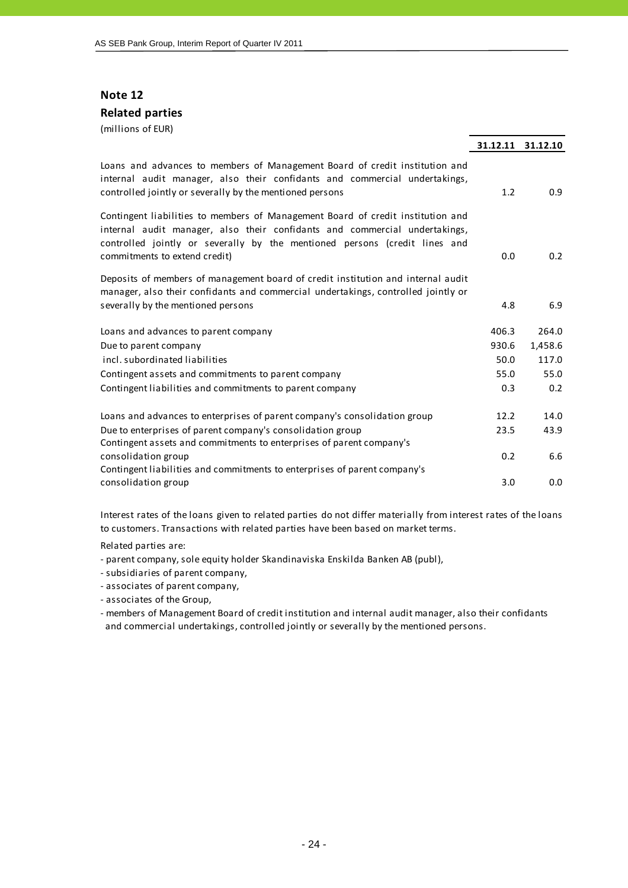## Note 12

## Related parties

(millions of EUR)

| | 31.12.11 | 31.12.10 |
|---|---|---|
| Loans and advances to members of Management Board of credit institution and internal audit manager, also their confidants and commercial undertakings, controlled jointly or severally by the mentioned persons | 1.2 | 0.9 |
| Contingent liabilities to members of Management Board of credit institution and internal audit manager, also their confidants and commercial undertakings, controlled jointly or severally by the mentioned persons (credit lines and commitments to extend credit) | 0.0 | 0.2 |
| Deposits of members of management board of credit institution and internal audit manager, also their confidants and commercial undertakings, controlled jointly or severally by the mentioned persons | 4.8 | 6.9 |
| Loans and advances to parent company | 406.3 | 264.0 |
| Due to parent company | 930.6 | 1,458.6 |
| incl. subordinated liabilities | 50.0 | 117.0 |
| Contingent assets and commitments to parent company | 55.0 | 55.0 |
| Contingent liabilities and commitments to parent company | 0.3 | 0.2 |
| Loans and advances to enterprises of parent company's consolidation group | 12.2 | 14.0 |
| Due to enterprises of parent company's consolidation group | 23.5 | 43.9 |
| Contingent assets and commitments to enterprises of parent company's consolidation group | 0.2 | 6.6 |
| Contingent liabilities and commitments to enterprises of parent company's consolidation group | 3.0 | 0.0 |

Interest rates of the loans given to related parties do not differ materially from interest rates of the loans to customers. Transactions with related parties have been based on market terms.

Related parties are:

- parent company, sole equity holder Skandinaviska Enskilda Banken AB (publ),
- subsidiaries of parent company,
- associates of parent company,
- associates of the Group,
- members of Management Board of credit institution and internal audit manager, also their confidants and commercial undertakings, controlled jointly or severally by the mentioned persons.